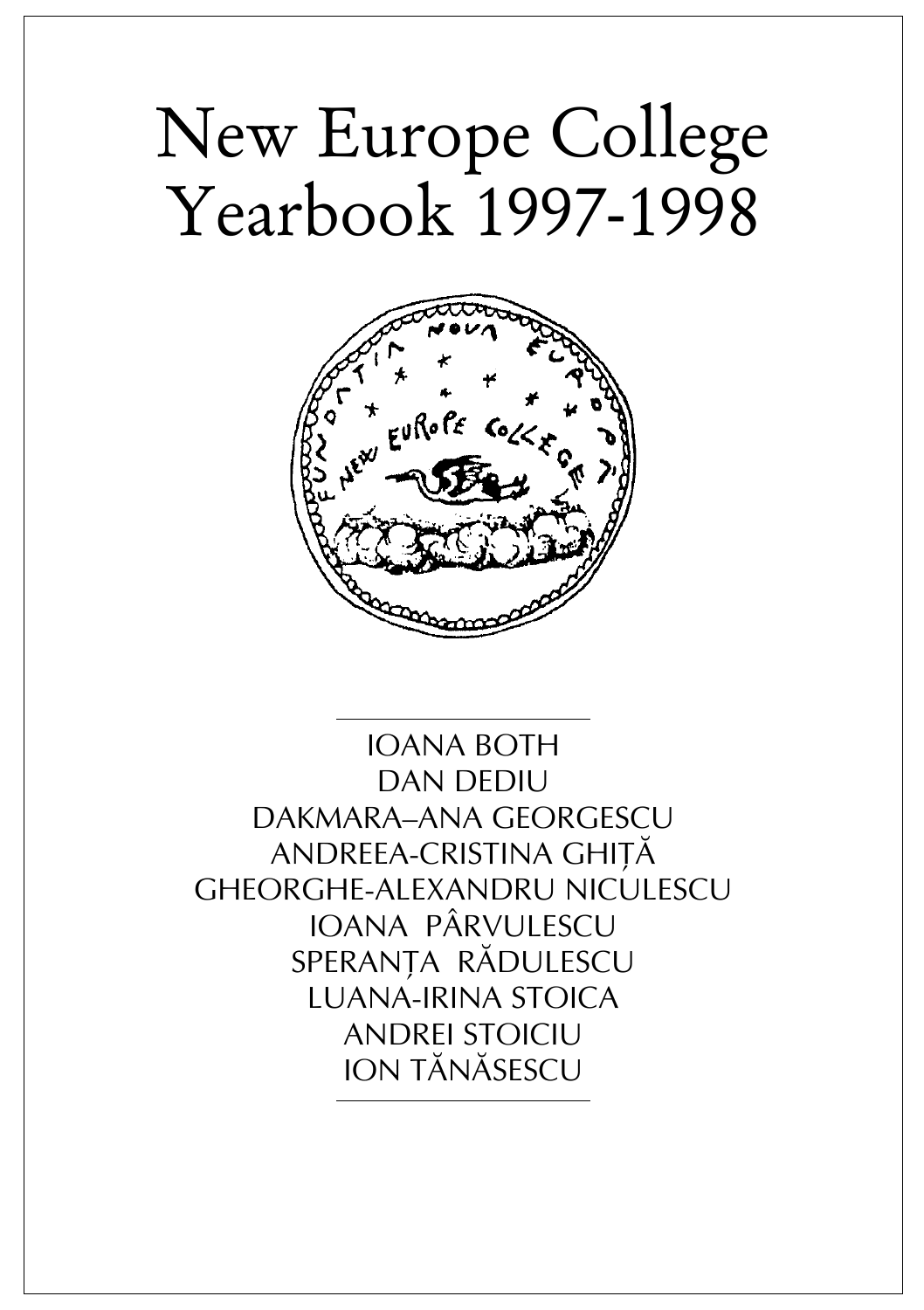# New Europe College Yearbook 1997-1998

IOANA BOTH
DAN DEDIU
DAKMARA–ANA GEORGESCU
ANDREEA-CRISTINA GHIȚĂ
GHEORGHE-ALEXANDRU NICULESCU
IOANA PÂRVULESCU
SPERANȚA RĂDULESCU
LUANA-IRINA STOICA
ANDREI STOICIU
ION TĂNĂSESCU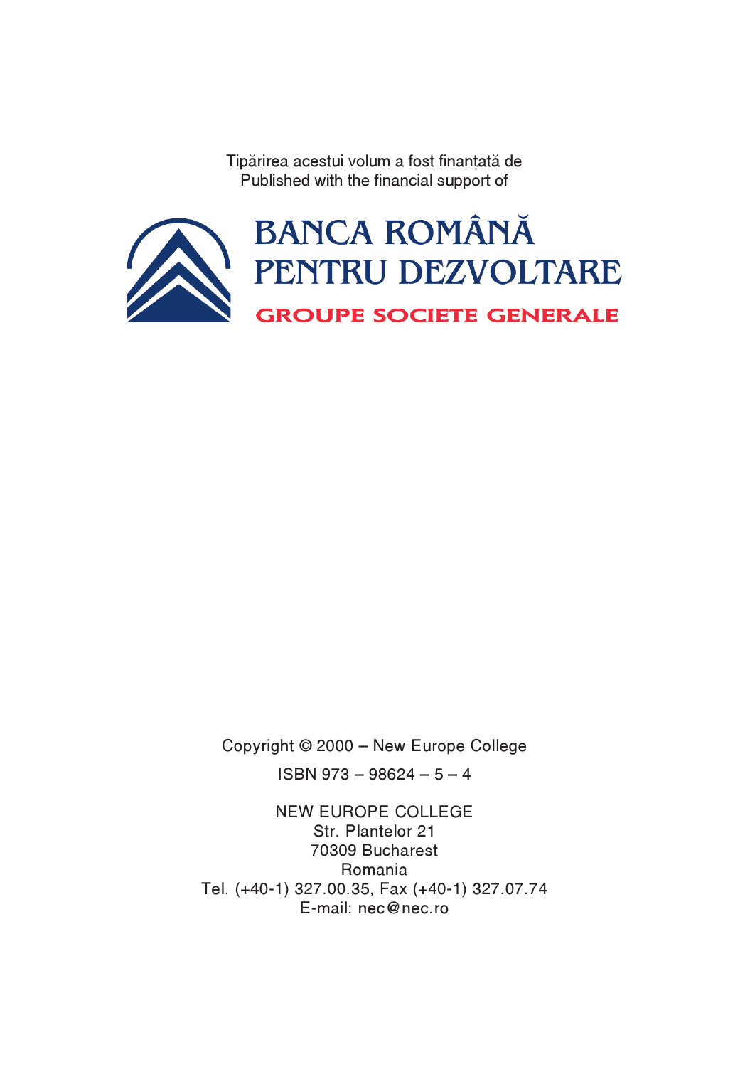Tipărirea acestui volum a fost finanțată de
Published with the financial support of

BANCA ROMÂNĂ PENTRU DEZVOLTARE
GROUPE SOCIETE GENERALE

Copyright © 2000 – New Europe College

ISBN 973 – 98624 – 5 – 4

NEW EUROPE COLLEGE
Str. Plantelor 21
70309 Bucharest
Romania
Tel. (+40-1) 327.00.35, Fax (+40-1) 327.07.74
E-mail: nec@nec.ro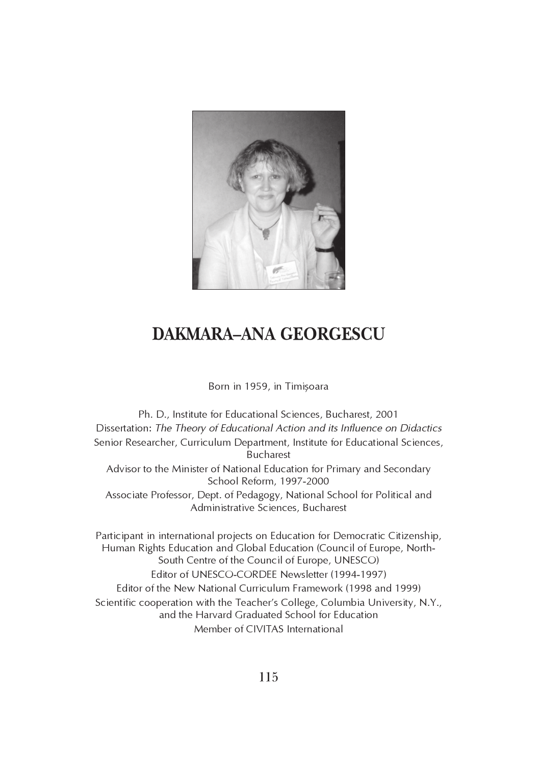# DAKMARA–ANA GEORGESCU

Born in 1959, in Timișoara

Ph. D., Institute for Educational Sciences, Bucharest, 2001
Dissertation: *The Theory of Educational Action and its Influence on Didactics*
Senior Researcher, Curriculum Department, Institute for Educational Sciences, Bucharest
Advisor to the Minister of National Education for Primary and Secondary School Reform, 1997-2000
Associate Professor, Dept. of Pedagogy, National School for Political and Administrative Sciences, Bucharest

Participant in international projects on Education for Democratic Citizenship, Human Rights Education and Global Education (Council of Europe, North-South Centre of the Council of Europe, UNESCO)
Editor of UNESCO-CORDEE Newsletter (1994-1997)
Editor of the New National Curriculum Framework (1998 and 1999)
Scientific cooperation with the Teacher's College, Columbia University, N.Y., and the Harvard Graduated School for Education
Member of CIVITAS International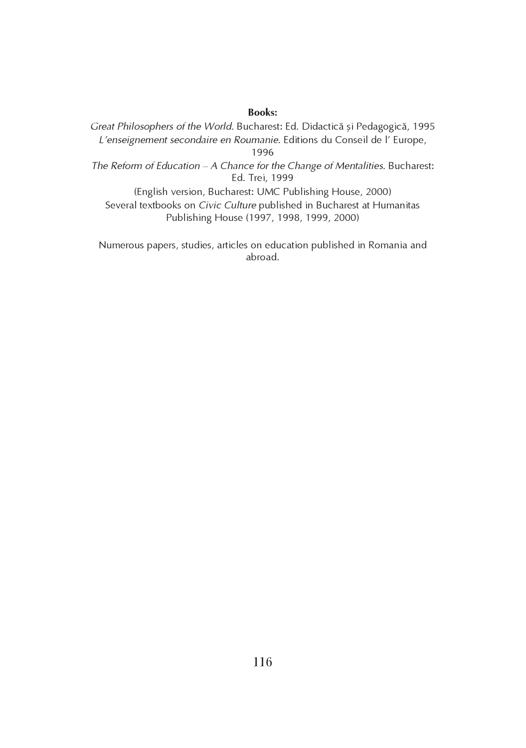**Books:**

*Great Philosophers of the World*. Bucharest: Ed. Didactică și Pedagogică, 1995

*L'enseignement secondaire en Roumanie*. Editions du Conseil de l' Europe, 1996

*The Reform of Education – A Chance for the Change of Mentalities*. Bucharest: Ed. Trei, 1999

(English version, Bucharest: UMC Publishing House, 2000)

Several textbooks on *Civic Culture* published in Bucharest at Humanitas Publishing House (1997, 1998, 1999, 2000)

Numerous papers, studies, articles on education published in Romania and abroad.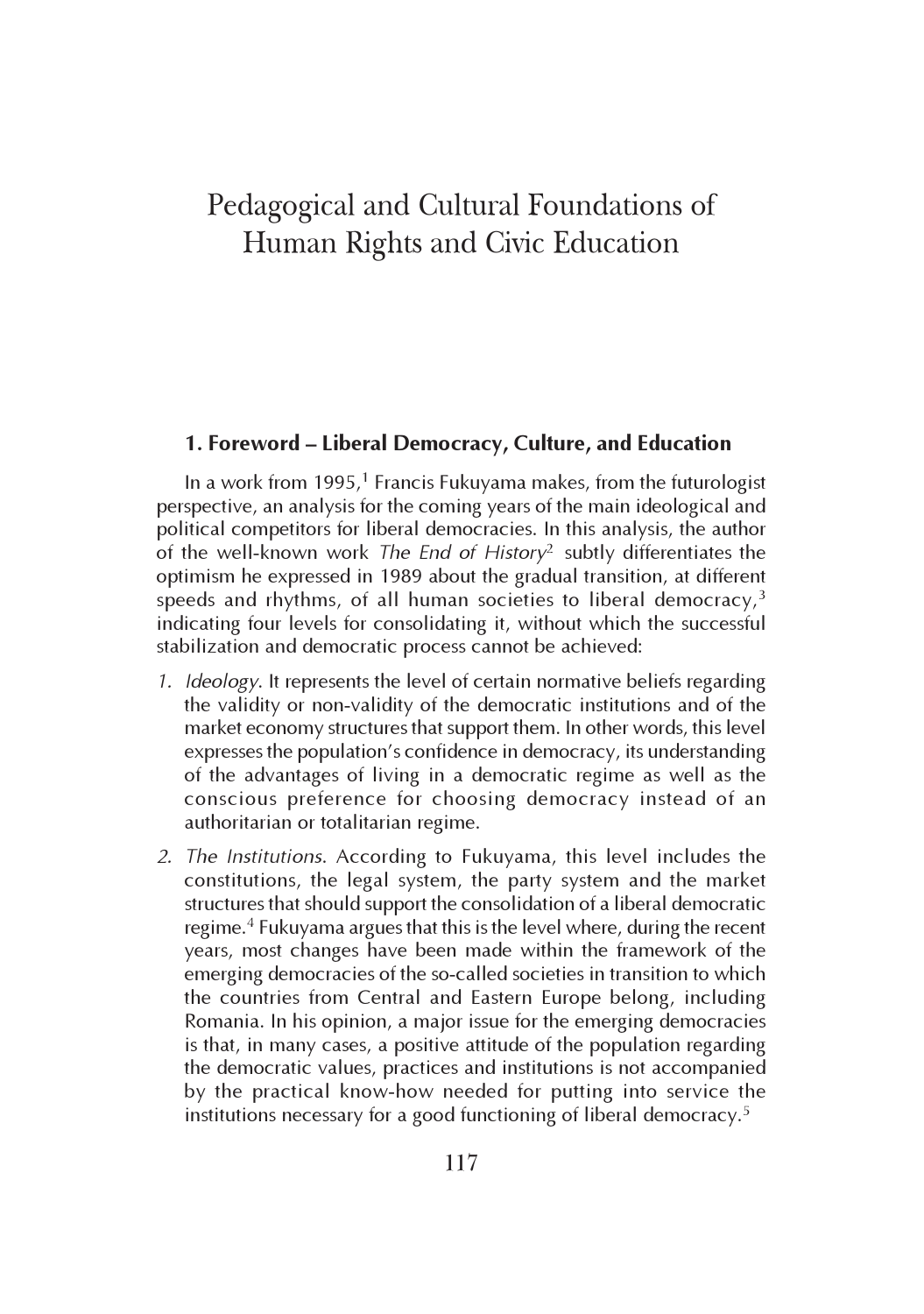# Pedagogical and Cultural Foundations of Human Rights and Civic Education

## 1. Foreword – Liberal Democracy, Culture, and Education

In a work from 1995,[1] Francis Fukuyama makes, from the futurologist perspective, an analysis for the coming years of the main ideological and political competitors for liberal democracies. In this analysis, the author of the well-known work *The End of History*[2] subtly differentiates the optimism he expressed in 1989 about the gradual transition, at different speeds and rhythms, of all human societies to liberal democracy,[3] indicating four levels for consolidating it, without which the successful stabilization and democratic process cannot be achieved:

1. *Ideology*. It represents the level of certain normative beliefs regarding the validity or non-validity of the democratic institutions and of the market economy structures that support them. In other words, this level expresses the population's confidence in democracy, its understanding of the advantages of living in a democratic regime as well as the conscious preference for choosing democracy instead of an authoritarian or totalitarian regime.
2. *The Institutions*. According to Fukuyama, this level includes the constitutions, the legal system, the party system and the market structures that should support the consolidation of a liberal democratic regime.[4] Fukuyama argues that this is the level where, during the recent years, most changes have been made within the framework of the emerging democracies of the so-called societies in transition to which the countries from Central and Eastern Europe belong, including Romania. In his opinion, a major issue for the emerging democracies is that, in many cases, a positive attitude of the population regarding the democratic values, practices and institutions is not accompanied by the practical know-how needed for putting into service the institutions necessary for a good functioning of liberal democracy.[5]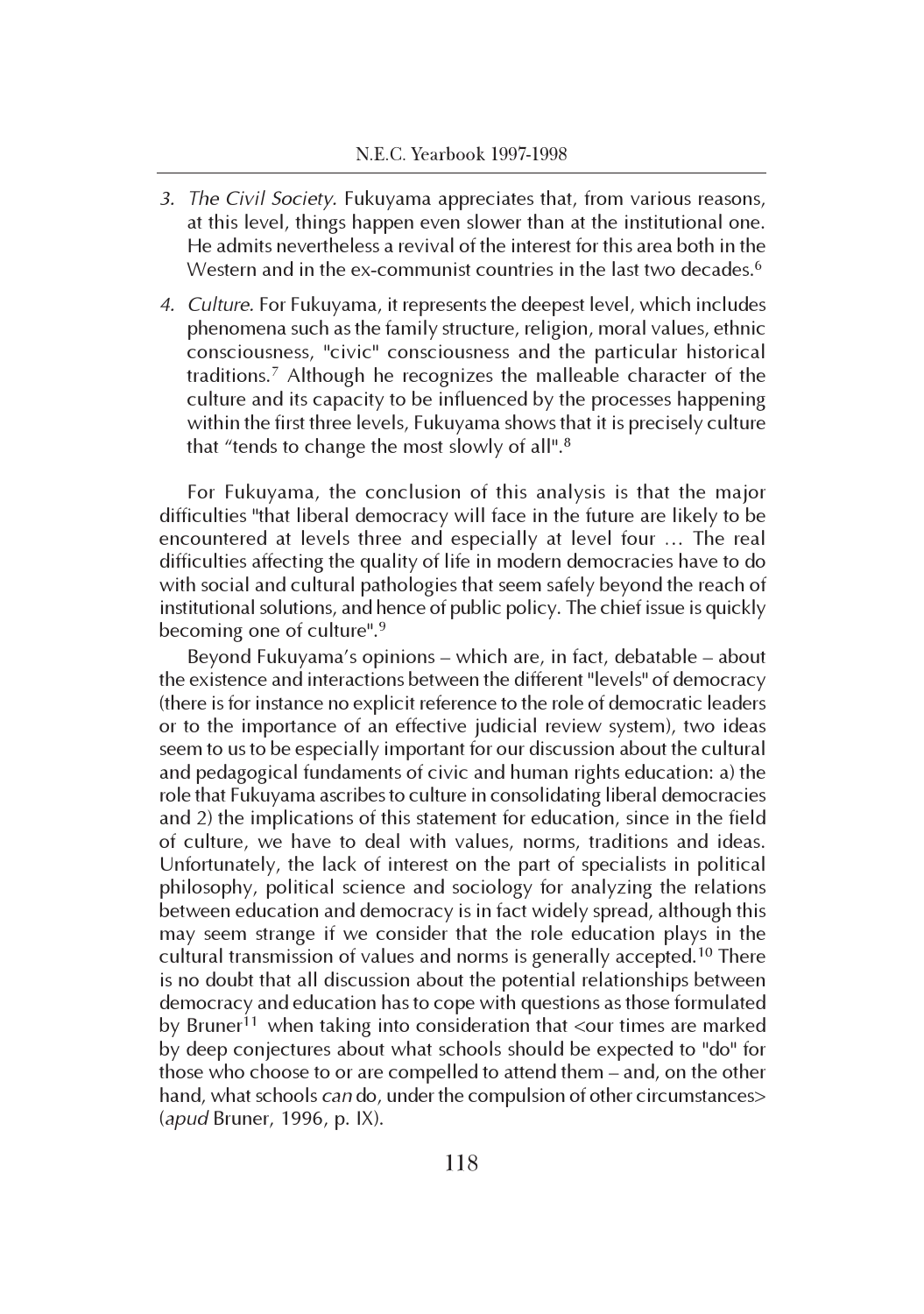3. *The Civil Society.* Fukuyama appreciates that, from various reasons, at this level, things happen even slower than at the institutional one. He admits nevertheless a revival of the interest for this area both in the Western and in the ex-communist countries in the last two decades.[6]

4. *Culture.* For Fukuyama, it represents the deepest level, which includes phenomena such as the family structure, religion, moral values, ethnic consciousness, "civic" consciousness and the particular historical traditions.[7] Although he recognizes the malleable character of the culture and its capacity to be influenced by the processes happening within the first three levels, Fukuyama shows that it is precisely culture that "tends to change the most slowly of all".[8]

For Fukuyama, the conclusion of this analysis is that the major difficulties "that liberal democracy will face in the future are likely to be encountered at levels three and especially at level four … The real difficulties affecting the quality of life in modern democracies have to do with social and cultural pathologies that seem safely beyond the reach of institutional solutions, and hence of public policy. The chief issue is quickly becoming one of culture".[9]

Beyond Fukuyama's opinions – which are, in fact, debatable – about the existence and interactions between the different "levels" of democracy (there is for instance no explicit reference to the role of democratic leaders or to the importance of an effective judicial review system), two ideas seem to us to be especially important for our discussion about the cultural and pedagogical fundaments of civic and human rights education: a) the role that Fukuyama ascribes to culture in consolidating liberal democracies and 2) the implications of this statement for education, since in the field of culture, we have to deal with values, norms, traditions and ideas. Unfortunately, the lack of interest on the part of specialists in political philosophy, political science and sociology for analyzing the relations between education and democracy is in fact widely spread, although this may seem strange if we consider that the role education plays in the cultural transmission of values and norms is generally accepted.[10] There is no doubt that all discussion about the potential relationships between democracy and education has to cope with questions as those formulated by Bruner[11] when taking into consideration that <our times are marked by deep conjectures about what schools should be expected to "do" for those who choose to or are compelled to attend them – and, on the other hand, what schools *can* do, under the compulsion of other circumstances> (*apud* Bruner, 1996, p. IX).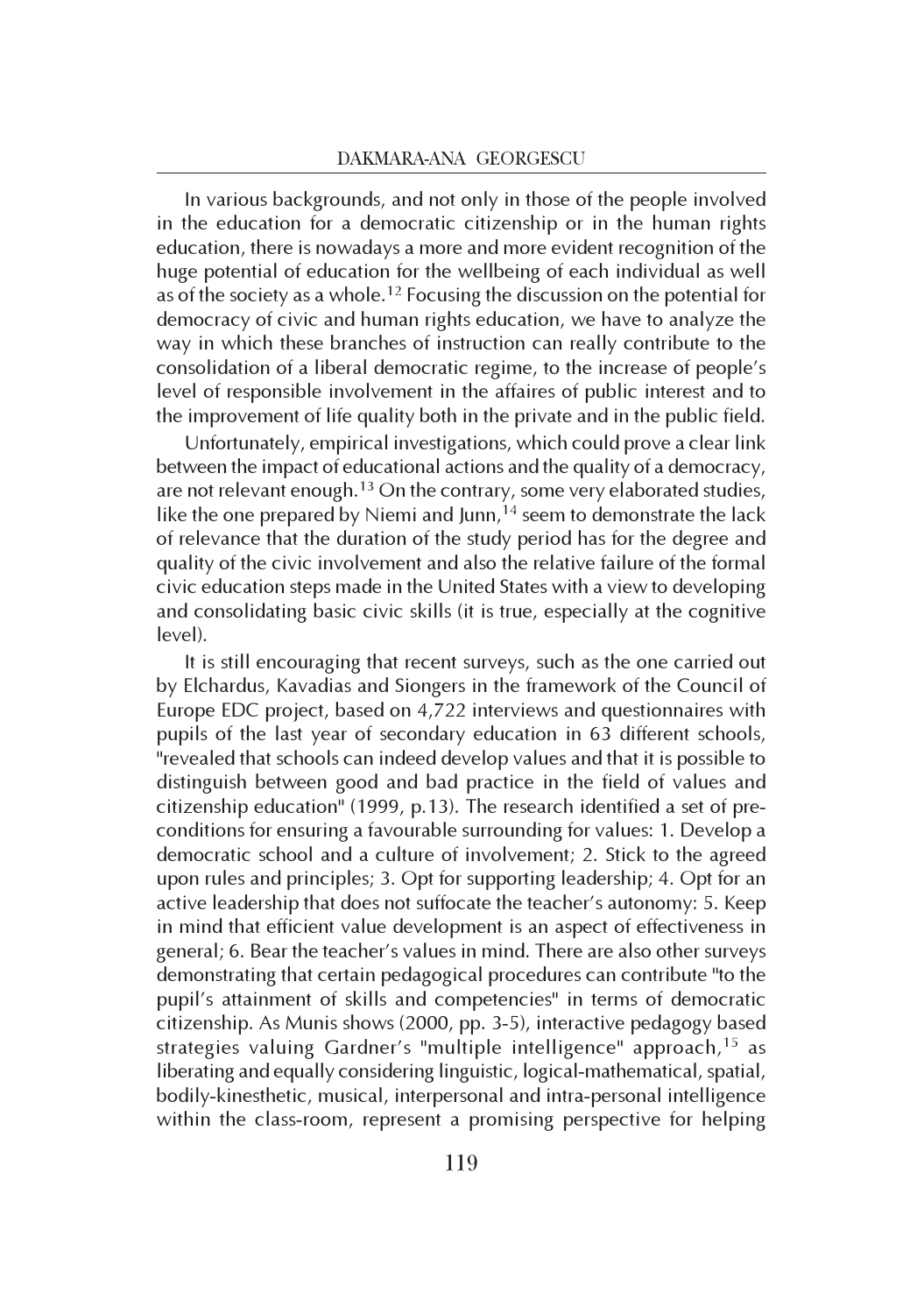In various backgrounds, and not only in those of the people involved in the education for a democratic citizenship or in the human rights education, there is nowadays a more and more evident recognition of the huge potential of education for the wellbeing of each individual as well as of the society as a whole.[12] Focusing the discussion on the potential for democracy of civic and human rights education, we have to analyze the way in which these branches of instruction can really contribute to the consolidation of a liberal democratic regime, to the increase of people's level of responsible involvement in the affaires of public interest and to the improvement of life quality both in the private and in the public field.

Unfortunately, empirical investigations, which could prove a clear link between the impact of educational actions and the quality of a democracy, are not relevant enough.[13] On the contrary, some very elaborated studies, like the one prepared by Niemi and Junn,[14] seem to demonstrate the lack of relevance that the duration of the study period has for the degree and quality of the civic involvement and also the relative failure of the formal civic education steps made in the United States with a view to developing and consolidating basic civic skills (it is true, especially at the cognitive level).

It is still encouraging that recent surveys, such as the one carried out by Elchardus, Kavadias and Siongers in the framework of the Council of Europe EDC project, based on 4,722 interviews and questionnaires with pupils of the last year of secondary education in 63 different schools, "revealed that schools can indeed develop values and that it is possible to distinguish between good and bad practice in the field of values and citizenship education" (1999, p.13). The research identified a set of pre-conditions for ensuring a favourable surrounding for values: 1. Develop a democratic school and a culture of involvement; 2. Stick to the agreed upon rules and principles; 3. Opt for supporting leadership; 4. Opt for an active leadership that does not suffocate the teacher's autonomy: 5. Keep in mind that efficient value development is an aspect of effectiveness in general; 6. Bear the teacher's values in mind. There are also other surveys demonstrating that certain pedagogical procedures can contribute "to the pupil's attainment of skills and competencies" in terms of democratic citizenship. As Munis shows (2000, pp. 3-5), interactive pedagogy based strategies valuing Gardner's "multiple intelligence" approach,[15] as liberating and equally considering linguistic, logical-mathematical, spatial, bodily-kinesthetic, musical, interpersonal and intra-personal intelligence within the class-room, represent a promising perspective for helping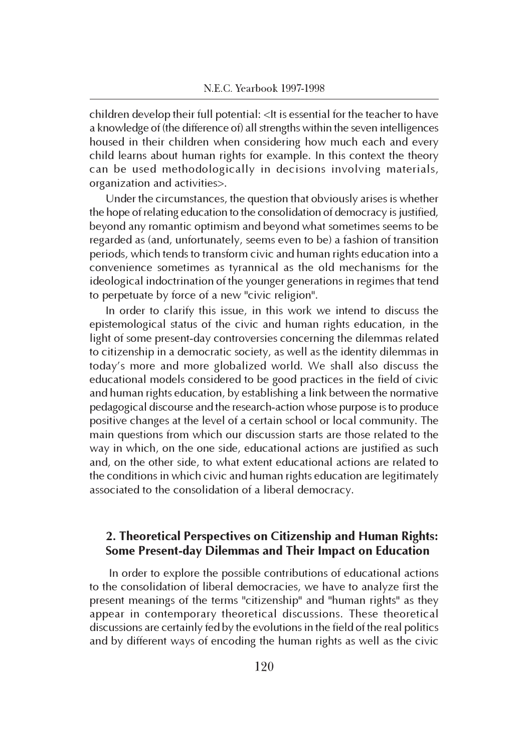children develop their full potential: <It is essential for the teacher to have a knowledge of (the difference of) all strengths within the seven intelligences housed in their children when considering how much each and every child learns about human rights for example. In this context the theory can be used methodologically in decisions involving materials, organization and activities>.

Under the circumstances, the question that obviously arises is whether the hope of relating education to the consolidation of democracy is justified, beyond any romantic optimism and beyond what sometimes seems to be regarded as (and, unfortunately, seems even to be) a fashion of transition periods, which tends to transform civic and human rights education into a convenience sometimes as tyrannical as the old mechanisms for the ideological indoctrination of the younger generations in regimes that tend to perpetuate by force of a new "civic religion".

In order to clarify this issue, in this work we intend to discuss the epistemological status of the civic and human rights education, in the light of some present-day controversies concerning the dilemmas related to citizenship in a democratic society, as well as the identity dilemmas in today's more and more globalized world. We shall also discuss the educational models considered to be good practices in the field of civic and human rights education, by establishing a link between the normative pedagogical discourse and the research-action whose purpose is to produce positive changes at the level of a certain school or local community. The main questions from which our discussion starts are those related to the way in which, on the one side, educational actions are justified as such and, on the other side, to what extent educational actions are related to the conditions in which civic and human rights education are legitimately associated to the consolidation of a liberal democracy.

## 2. Theoretical Perspectives on Citizenship and Human Rights: Some Present-day Dilemmas and Their Impact on Education

In order to explore the possible contributions of educational actions to the consolidation of liberal democracies, we have to analyze first the present meanings of the terms "citizenship" and "human rights" as they appear in contemporary theoretical discussions. These theoretical discussions are certainly fed by the evolutions in the field of the real politics and by different ways of encoding the human rights as well as the civic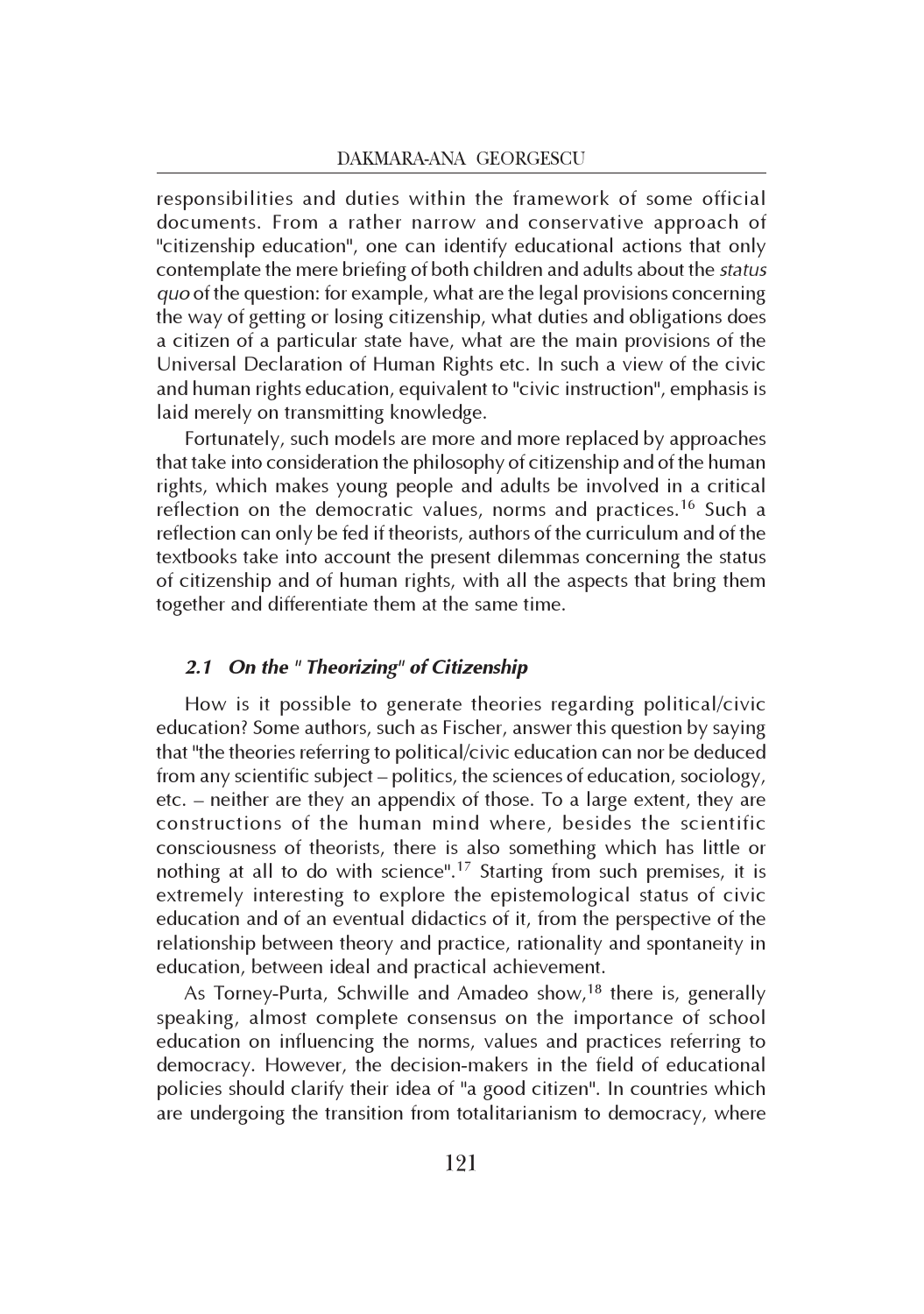responsibilities and duties within the framework of some official documents. From a rather narrow and conservative approach of "citizenship education", one can identify educational actions that only contemplate the mere briefing of both children and adults about the *status quo* of the question: for example, what are the legal provisions concerning the way of getting or losing citizenship, what duties and obligations does a citizen of a particular state have, what are the main provisions of the Universal Declaration of Human Rights etc. In such a view of the civic and human rights education, equivalent to "civic instruction", emphasis is laid merely on transmitting knowledge.

Fortunately, such models are more and more replaced by approaches that take into consideration the philosophy of citizenship and of the human rights, which makes young people and adults be involved in a critical reflection on the democratic values, norms and practices.[16] Such a reflection can only be fed if theorists, authors of the curriculum and of the textbooks take into account the present dilemmas concerning the status of citizenship and of human rights, with all the aspects that bring them together and differentiate them at the same time.

### *2.1 On the " Theorizing" of Citizenship*

How is it possible to generate theories regarding political/civic education? Some authors, such as Fischer, answer this question by saying that "the theories referring to political/civic education can nor be deduced from any scientific subject – politics, the sciences of education, sociology, etc. – neither are they an appendix of those. To a large extent, they are constructions of the human mind where, besides the scientific consciousness of theorists, there is also something which has little or nothing at all to do with science".[17] Starting from such premises, it is extremely interesting to explore the epistemological status of civic education and of an eventual didactics of it, from the perspective of the relationship between theory and practice, rationality and spontaneity in education, between ideal and practical achievement.

As Torney-Purta, Schwille and Amadeo show,[18] there is, generally speaking, almost complete consensus on the importance of school education on influencing the norms, values and practices referring to democracy. However, the decision-makers in the field of educational policies should clarify their idea of "a good citizen". In countries which are undergoing the transition from totalitarianism to democracy, where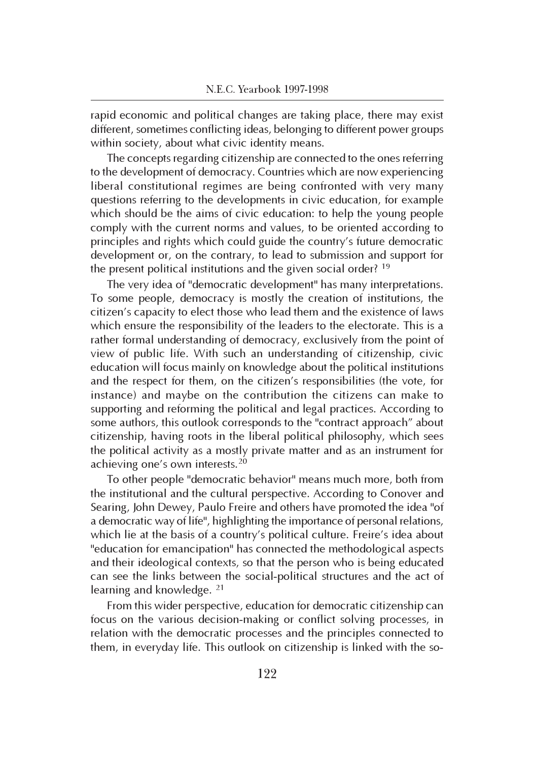rapid economic and political changes are taking place, there may exist different, sometimes conflicting ideas, belonging to different power groups within society, about what civic identity means.

The concepts regarding citizenship are connected to the ones referring to the development of democracy. Countries which are now experiencing liberal constitutional regimes are being confronted with very many questions referring to the developments in civic education, for example which should be the aims of civic education: to help the young people comply with the current norms and values, to be oriented according to principles and rights which could guide the country's future democratic development or, on the contrary, to lead to submission and support for the present political institutions and the given social order? [19]

The very idea of "democratic development" has many interpretations. To some people, democracy is mostly the creation of institutions, the citizen's capacity to elect those who lead them and the existence of laws which ensure the responsibility of the leaders to the electorate. This is a rather formal understanding of democracy, exclusively from the point of view of public life. With such an understanding of citizenship, civic education will focus mainly on knowledge about the political institutions and the respect for them, on the citizen's responsibilities (the vote, for instance) and maybe on the contribution the citizens can make to supporting and reforming the political and legal practices. According to some authors, this outlook corresponds to the "contract approach" about citizenship, having roots in the liberal political philosophy, which sees the political activity as a mostly private matter and as an instrument for achieving one's own interests.[20]

To other people "democratic behavior" means much more, both from the institutional and the cultural perspective. According to Conover and Searing, John Dewey, Paulo Freire and others have promoted the idea "of a democratic way of life", highlighting the importance of personal relations, which lie at the basis of a country's political culture. Freire's idea about "education for emancipation" has connected the methodological aspects and their ideological contexts, so that the person who is being educated can see the links between the social-political structures and the act of learning and knowledge. [21]

From this wider perspective, education for democratic citizenship can focus on the various decision-making or conflict solving processes, in relation with the democratic processes and the principles connected to them, in everyday life. This outlook on citizenship is linked with the so-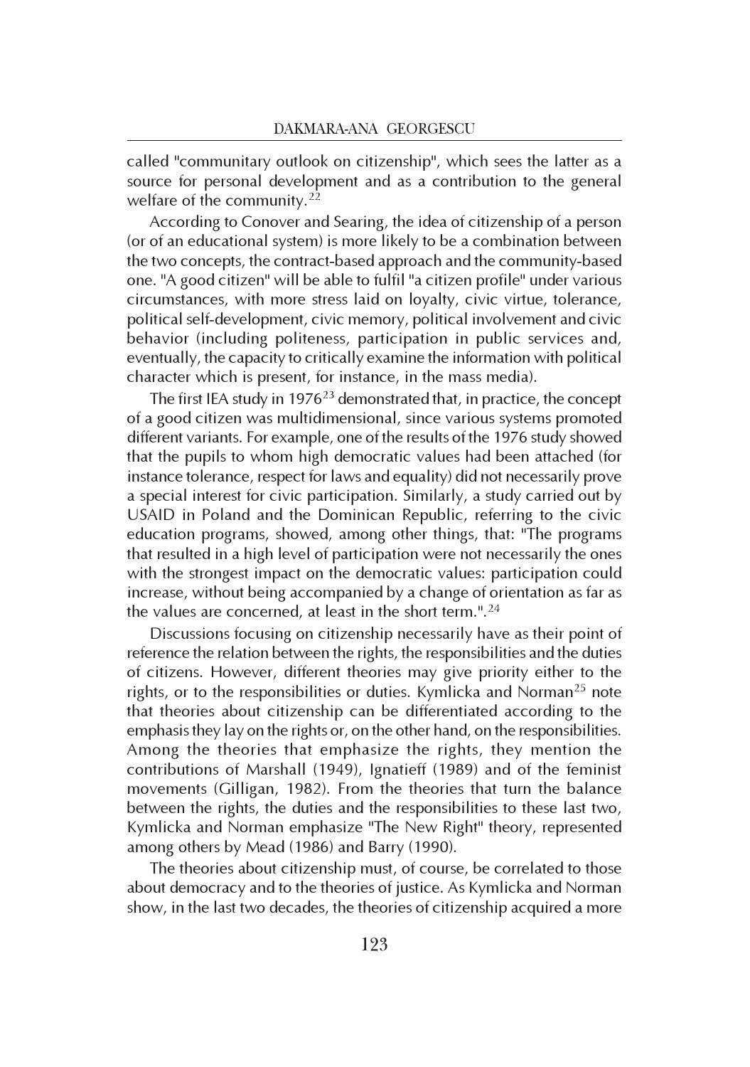called "communitary outlook on citizenship", which sees the latter as a source for personal development and as a contribution to the general welfare of the community.[22]

According to Conover and Searing, the idea of citizenship of a person (or of an educational system) is more likely to be a combination between the two concepts, the contract-based approach and the community-based one. "A good citizen" will be able to fulfil "a citizen profile" under various circumstances, with more stress laid on loyalty, civic virtue, tolerance, political self-development, civic memory, political involvement and civic behavior (including politeness, participation in public services and, eventually, the capacity to critically examine the information with political character which is present, for instance, in the mass media).

The first IEA study in 1976[23] demonstrated that, in practice, the concept of a good citizen was multidimensional, since various systems promoted different variants. For example, one of the results of the 1976 study showed that the pupils to whom high democratic values had been attached (for instance tolerance, respect for laws and equality) did not necessarily prove a special interest for civic participation. Similarly, a study carried out by USAID in Poland and the Dominican Republic, referring to the civic education programs, showed, among other things, that: "The programs that resulted in a high level of participation were not necessarily the ones with the strongest impact on the democratic values: participation could increase, without being accompanied by a change of orientation as far as the values are concerned, at least in the short term.".[24]

Discussions focusing on citizenship necessarily have as their point of reference the relation between the rights, the responsibilities and the duties of citizens. However, different theories may give priority either to the rights, or to the responsibilities or duties. Kymlicka and Norman[25] note that theories about citizenship can be differentiated according to the emphasis they lay on the rights or, on the other hand, on the responsibilities. Among the theories that emphasize the rights, they mention the contributions of Marshall (1949), Ignatieff (1989) and of the feminist movements (Gilligan, 1982). From the theories that turn the balance between the rights, the duties and the responsibilities to these last two, Kymlicka and Norman emphasize "The New Right" theory, represented among others by Mead (1986) and Barry (1990).

The theories about citizenship must, of course, be correlated to those about democracy and to the theories of justice. As Kymlicka and Norman show, in the last two decades, the theories of citizenship acquired a more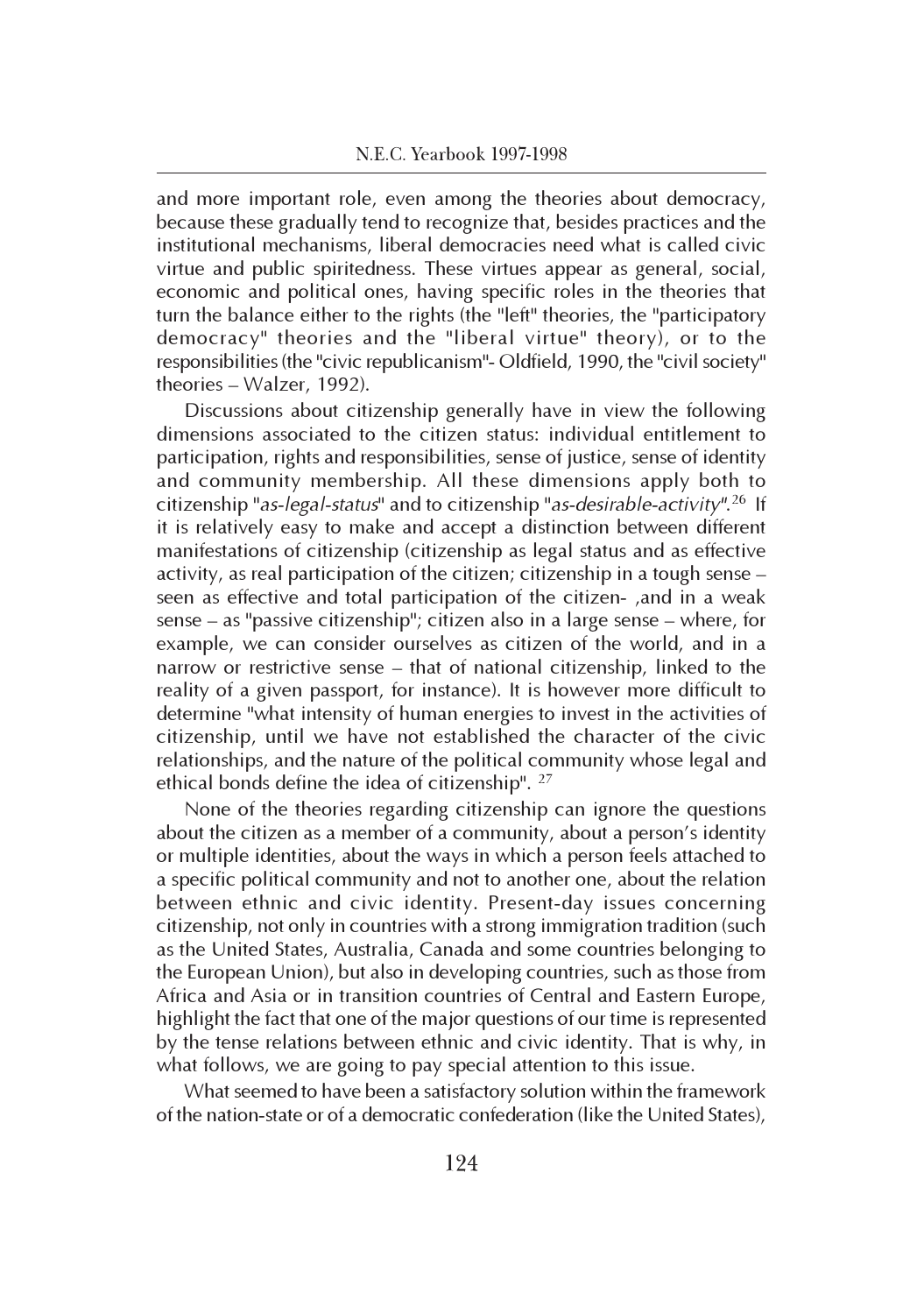and more important role, even among the theories about democracy, because these gradually tend to recognize that, besides practices and the institutional mechanisms, liberal democracies need what is called civic virtue and public spiritedness. These virtues appear as general, social, economic and political ones, having specific roles in the theories that turn the balance either to the rights (the "left" theories, the "participatory democracy" theories and the "liberal virtue" theory), or to the responsibilities (the "civic republicanism"- Oldfield, 1990, the "civil society" theories – Walzer, 1992).

Discussions about citizenship generally have in view the following dimensions associated to the citizen status: individual entitlement to participation, rights and responsibilities, sense of justice, sense of identity and community membership. All these dimensions apply both to citizenship "*as-legal-status*" and to citizenship "*as-desirable-activity*".[26] If it is relatively easy to make and accept a distinction between different manifestations of citizenship (citizenship as legal status and as effective activity, as real participation of the citizen; citizenship in a tough sense – seen as effective and total participation of the citizen- ,and in a weak sense – as "passive citizenship"; citizen also in a large sense – where, for example, we can consider ourselves as citizen of the world, and in a narrow or restrictive sense – that of national citizenship, linked to the reality of a given passport, for instance). It is however more difficult to determine "what intensity of human energies to invest in the activities of citizenship, until we have not established the character of the civic relationships, and the nature of the political community whose legal and ethical bonds define the idea of citizenship". [27]

None of the theories regarding citizenship can ignore the questions about the citizen as a member of a community, about a person's identity or multiple identities, about the ways in which a person feels attached to a specific political community and not to another one, about the relation between ethnic and civic identity. Present-day issues concerning citizenship, not only in countries with a strong immigration tradition (such as the United States, Australia, Canada and some countries belonging to the European Union), but also in developing countries, such as those from Africa and Asia or in transition countries of Central and Eastern Europe, highlight the fact that one of the major questions of our time is represented by the tense relations between ethnic and civic identity. That is why, in what follows, we are going to pay special attention to this issue.

What seemed to have been a satisfactory solution within the framework of the nation-state or of a democratic confederation (like the United States),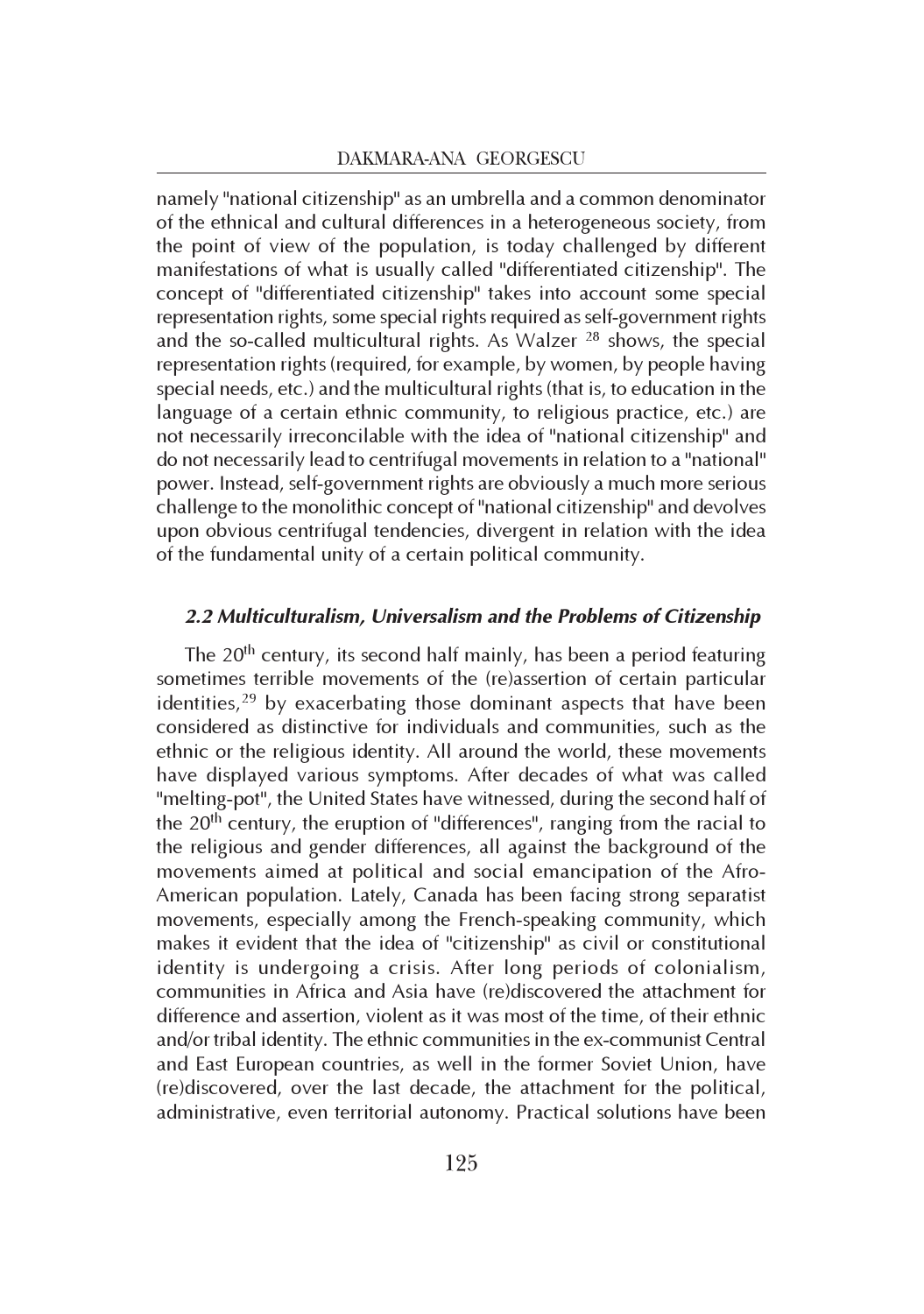namely "national citizenship" as an umbrella and a common denominator of the ethnical and cultural differences in a heterogeneous society, from the point of view of the population, is today challenged by different manifestations of what is usually called "differentiated citizenship". The concept of "differentiated citizenship" takes into account some special representation rights, some special rights required as self-government rights and the so-called multicultural rights. As Walzer [28] shows, the special representation rights (required, for example, by women, by people having special needs, etc.) and the multicultural rights (that is, to education in the language of a certain ethnic community, to religious practice, etc.) are not necessarily irreconcilable with the idea of "national citizenship" and do not necessarily lead to centrifugal movements in relation to a "national" power. Instead, self-government rights are obviously a much more serious challenge to the monolithic concept of "national citizenship" and devolves upon obvious centrifugal tendencies, divergent in relation with the idea of the fundamental unity of a certain political community.

### *2.2 Multiculturalism, Universalism and the Problems of Citizenship*

The 20th century, its second half mainly, has been a period featuring sometimes terrible movements of the (re)assertion of certain particular identities,[29] by exacerbating those dominant aspects that have been considered as distinctive for individuals and communities, such as the ethnic or the religious identity. All around the world, these movements have displayed various symptoms. After decades of what was called "melting-pot", the United States have witnessed, during the second half of the 20th century, the eruption of "differences", ranging from the racial to the religious and gender differences, all against the background of the movements aimed at political and social emancipation of the Afro-American population. Lately, Canada has been facing strong separatist movements, especially among the French-speaking community, which makes it evident that the idea of "citizenship" as civil or constitutional identity is undergoing a crisis. After long periods of colonialism, communities in Africa and Asia have (re)discovered the attachment for difference and assertion, violent as it was most of the time, of their ethnic and/or tribal identity. The ethnic communities in the ex-communist Central and East European countries, as well in the former Soviet Union, have (re)discovered, over the last decade, the attachment for the political, administrative, even territorial autonomy. Practical solutions have been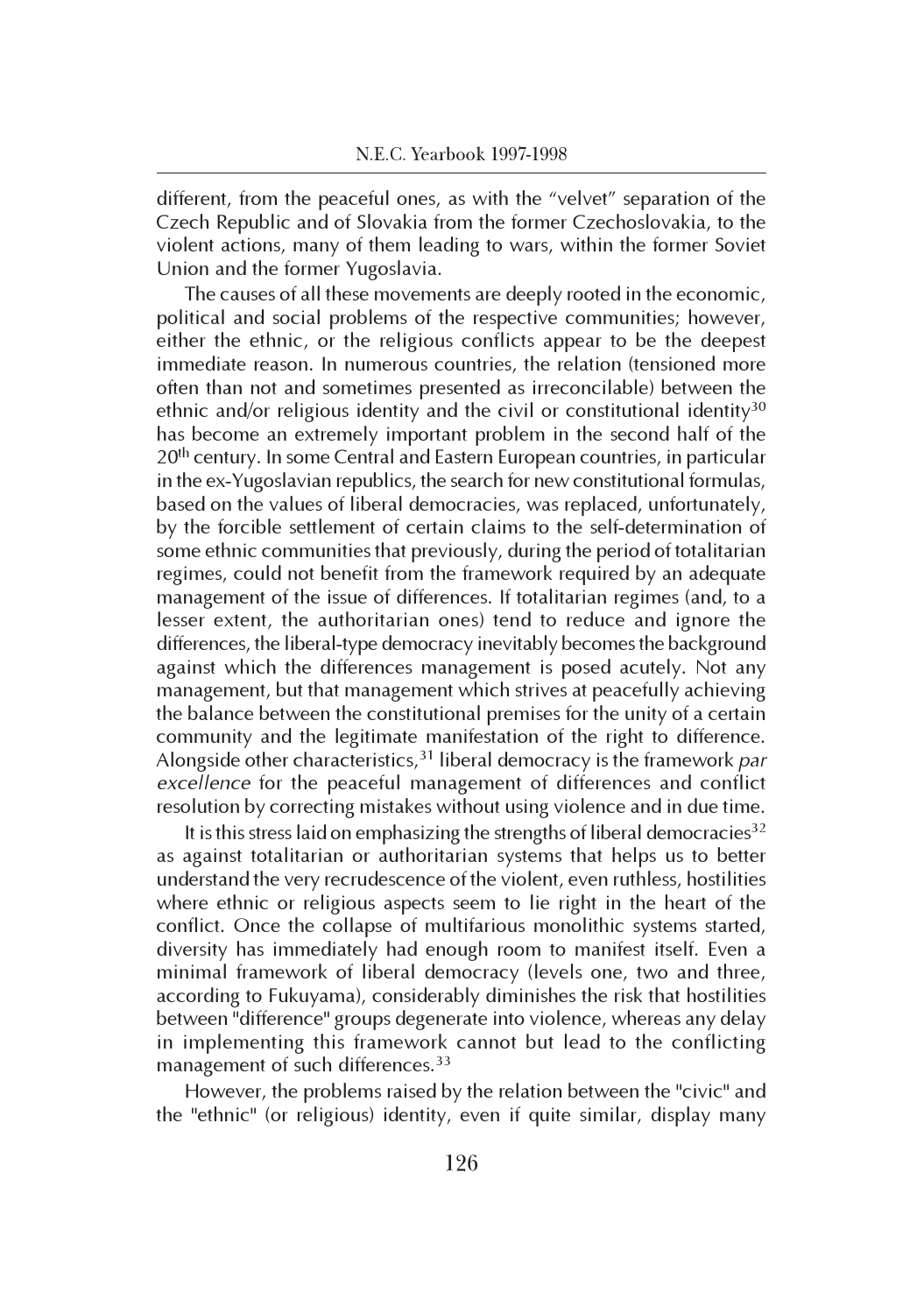different, from the peaceful ones, as with the "velvet" separation of the Czech Republic and of Slovakia from the former Czechoslovakia, to the violent actions, many of them leading to wars, within the former Soviet Union and the former Yugoslavia.

The causes of all these movements are deeply rooted in the economic, political and social problems of the respective communities; however, either the ethnic, or the religious conflicts appear to be the deepest immediate reason. In numerous countries, the relation (tensioned more often than not and sometimes presented as irreconcilable) between the ethnic and/or religious identity and the civil or constitutional identity[30] has become an extremely important problem in the second half of the 20th century. In some Central and Eastern European countries, in particular in the ex-Yugoslavian republics, the search for new constitutional formulas, based on the values of liberal democracies, was replaced, unfortunately, by the forcible settlement of certain claims to the self-determination of some ethnic communities that previously, during the period of totalitarian regimes, could not benefit from the framework required by an adequate management of the issue of differences. If totalitarian regimes (and, to a lesser extent, the authoritarian ones) tend to reduce and ignore the differences, the liberal-type democracy inevitably becomes the background against which the differences management is posed acutely. Not any management, but that management which strives at peacefully achieving the balance between the constitutional premises for the unity of a certain community and the legitimate manifestation of the right to difference. Alongside other characteristics,[31] liberal democracy is the framework *par excellence* for the peaceful management of differences and conflict resolution by correcting mistakes without using violence and in due time.

It is this stress laid on emphasizing the strengths of liberal democracies[32] as against totalitarian or authoritarian systems that helps us to better understand the very recrudescence of the violent, even ruthless, hostilities where ethnic or religious aspects seem to lie right in the heart of the conflict. Once the collapse of multifarious monolithic systems started, diversity has immediately had enough room to manifest itself. Even a minimal framework of liberal democracy (levels one, two and three, according to Fukuyama), considerably diminishes the risk that hostilities between "difference" groups degenerate into violence, whereas any delay in implementing this framework cannot but lead to the conflicting management of such differences.[33]

However, the problems raised by the relation between the "civic" and the "ethnic" (or religious) identity, even if quite similar, display many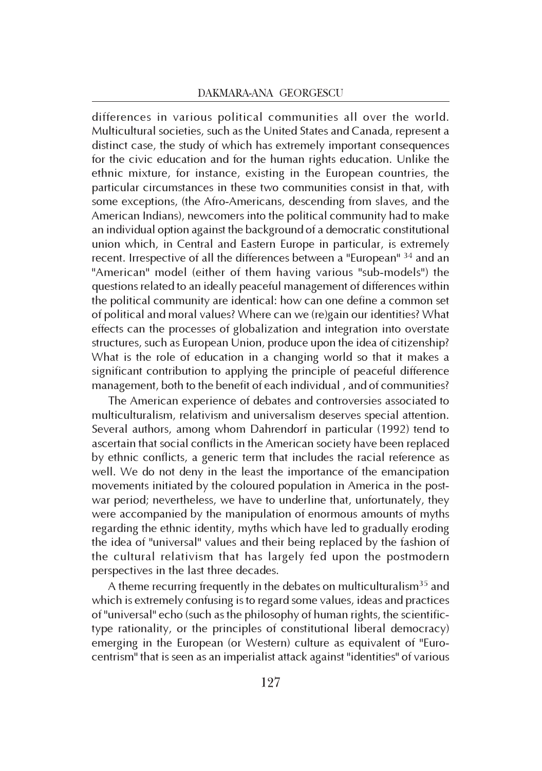differences in various political communities all over the world. Multicultural societies, such as the United States and Canada, represent a distinct case, the study of which has extremely important consequences for the civic education and for the human rights education. Unlike the ethnic mixture, for instance, existing in the European countries, the particular circumstances in these two communities consist in that, with some exceptions, (the Afro-Americans, descending from slaves, and the American Indians), newcomers into the political community had to make an individual option against the background of a democratic constitutional union which, in Central and Eastern Europe in particular, is extremely recent. Irrespective of all the differences between a "European" [34] and an "American" model (either of them having various "sub-models") the questions related to an ideally peaceful management of differences within the political community are identical: how can one define a common set of political and moral values? Where can we (re)gain our identities? What effects can the processes of globalization and integration into overstate structures, such as European Union, produce upon the idea of citizenship? What is the role of education in a changing world so that it makes a significant contribution to applying the principle of peaceful difference management, both to the benefit of each individual , and of communities?

The American experience of debates and controversies associated to multiculturalism, relativism and universalism deserves special attention. Several authors, among whom Dahrendorf in particular (1992) tend to ascertain that social conflicts in the American society have been replaced by ethnic conflicts, a generic term that includes the racial reference as well. We do not deny in the least the importance of the emancipation movements initiated by the coloured population in America in the post-war period; nevertheless, we have to underline that, unfortunately, they were accompanied by the manipulation of enormous amounts of myths regarding the ethnic identity, myths which have led to gradually eroding the idea of "universal" values and their being replaced by the fashion of the cultural relativism that has largely fed upon the postmodern perspectives in the last three decades.

A theme recurring frequently in the debates on multiculturalism[35] and which is extremely confusing is to regard some values, ideas and practices of "universal" echo (such as the philosophy of human rights, the scientific-type rationality, or the principles of constitutional liberal democracy) emerging in the European (or Western) culture as equivalent of "Euro-centrism" that is seen as an imperialist attack against "identities" of various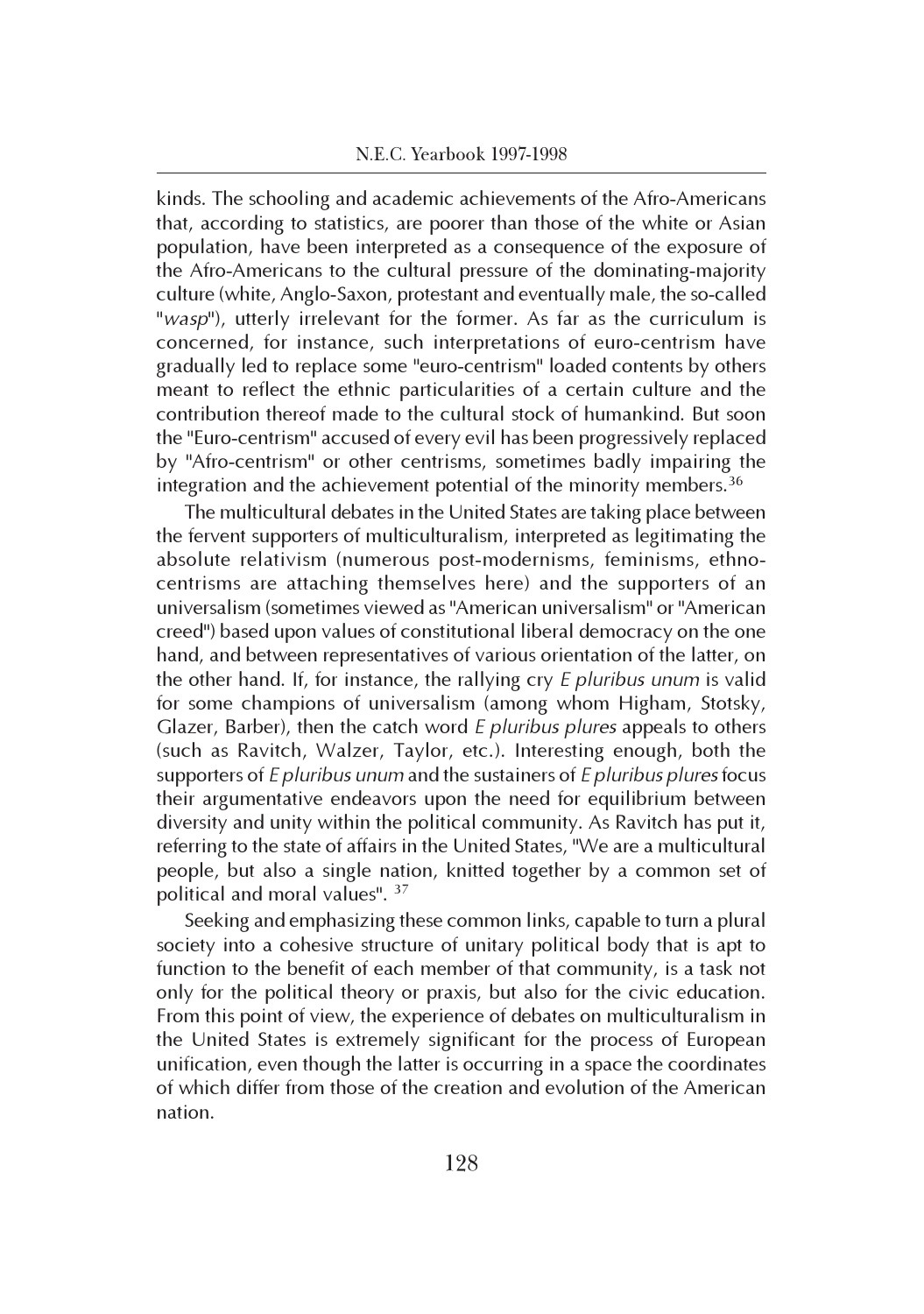kinds. The schooling and academic achievements of the Afro-Americans that, according to statistics, are poorer than those of the white or Asian population, have been interpreted as a consequence of the exposure of the Afro-Americans to the cultural pressure of the dominating-majority culture (white, Anglo-Saxon, protestant and eventually male, the so-called "*wasp*"), utterly irrelevant for the former. As far as the curriculum is concerned, for instance, such interpretations of euro-centrism have gradually led to replace some "euro-centrism" loaded contents by others meant to reflect the ethnic particularities of a certain culture and the contribution thereof made to the cultural stock of humankind. But soon the "Euro-centrism" accused of every evil has been progressively replaced by "Afro-centrism" or other centrisms, sometimes badly impairing the integration and the achievement potential of the minority members.[36]

The multicultural debates in the United States are taking place between the fervent supporters of multiculturalism, interpreted as legitimating the absolute relativism (numerous post-modernisms, feminisms, ethno-centrisms are attaching themselves here) and the supporters of an universalism (sometimes viewed as "American universalism" or "American creed") based upon values of constitutional liberal democracy on the one hand, and between representatives of various orientation of the latter, on the other hand. If, for instance, the rallying cry *E pluribus unum* is valid for some champions of universalism (among whom Higham, Stotsky, Glazer, Barber), then the catch word *E pluribus plures* appeals to others (such as Ravitch, Walzer, Taylor, etc.). Interesting enough, both the supporters of *E pluribus unum* and the sustainers of *E pluribus plures* focus their argumentative endeavors upon the need for equilibrium between diversity and unity within the political community. As Ravitch has put it, referring to the state of affairs in the United States, "We are a multicultural people, but also a single nation, knitted together by a common set of political and moral values". [37]

Seeking and emphasizing these common links, capable to turn a plural society into a cohesive structure of unitary political body that is apt to function to the benefit of each member of that community, is a task not only for the political theory or praxis, but also for the civic education. From this point of view, the experience of debates on multiculturalism in the United States is extremely significant for the process of European unification, even though the latter is occurring in a space the coordinates of which differ from those of the creation and evolution of the American nation.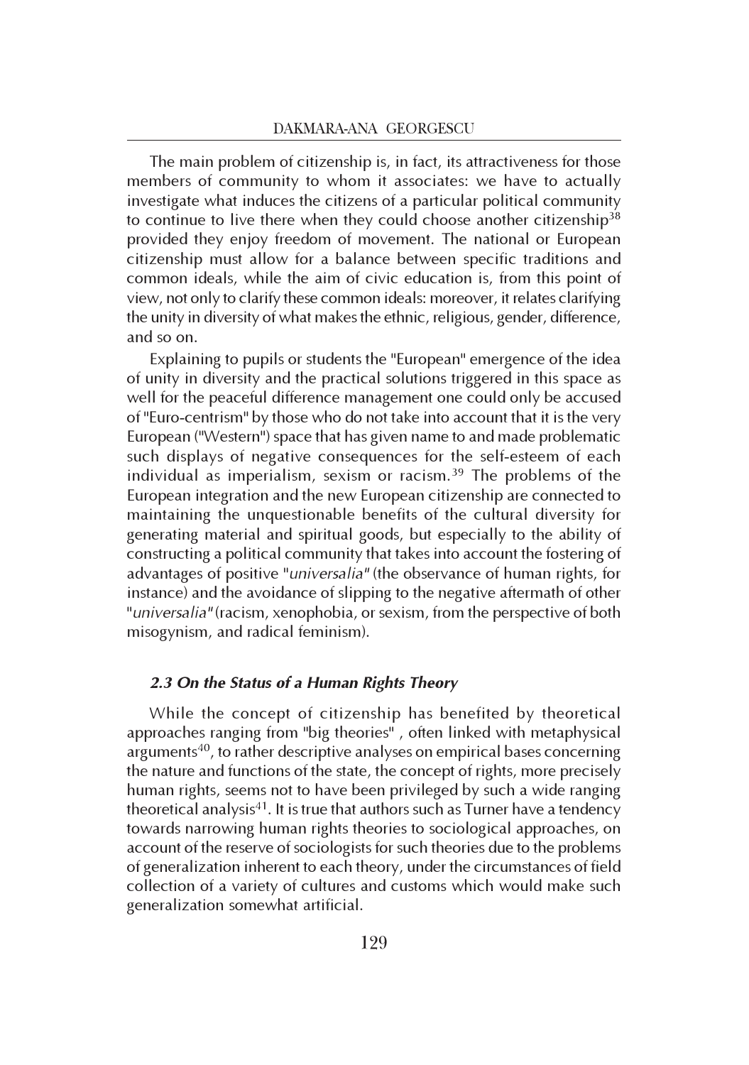The main problem of citizenship is, in fact, its attractiveness for those members of community to whom it associates: we have to actually investigate what induces the citizens of a particular political community to continue to live there when they could choose another citizenship[38] provided they enjoy freedom of movement. The national or European citizenship must allow for a balance between specific traditions and common ideals, while the aim of civic education is, from this point of view, not only to clarify these common ideals: moreover, it relates clarifying the unity in diversity of what makes the ethnic, religious, gender, difference, and so on.

Explaining to pupils or students the "European" emergence of the idea of unity in diversity and the practical solutions triggered in this space as well for the peaceful difference management one could only be accused of "Euro-centrism" by those who do not take into account that it is the very European ("Western") space that has given name to and made problematic such displays of negative consequences for the self-esteem of each individual as imperialism, sexism or racism.[39] The problems of the European integration and the new European citizenship are connected to maintaining the unquestionable benefits of the cultural diversity for generating material and spiritual goods, but especially to the ability of constructing a political community that takes into account the fostering of advantages of positive "*universalia*" (the observance of human rights, for instance) and the avoidance of slipping to the negative aftermath of other "*universalia*" (racism, xenophobia, or sexism, from the perspective of both misogynism, and radical feminism).

### *2.3 On the Status of a Human Rights Theory*

While the concept of citizenship has benefited by theoretical approaches ranging from "big theories" , often linked with metaphysical arguments[40], to rather descriptive analyses on empirical bases concerning the nature and functions of the state, the concept of rights, more precisely human rights, seems not to have been privileged by such a wide ranging theoretical analysis[41]. It is true that authors such as Turner have a tendency towards narrowing human rights theories to sociological approaches, on account of the reserve of sociologists for such theories due to the problems of generalization inherent to each theory, under the circumstances of field collection of a variety of cultures and customs which would make such generalization somewhat artificial.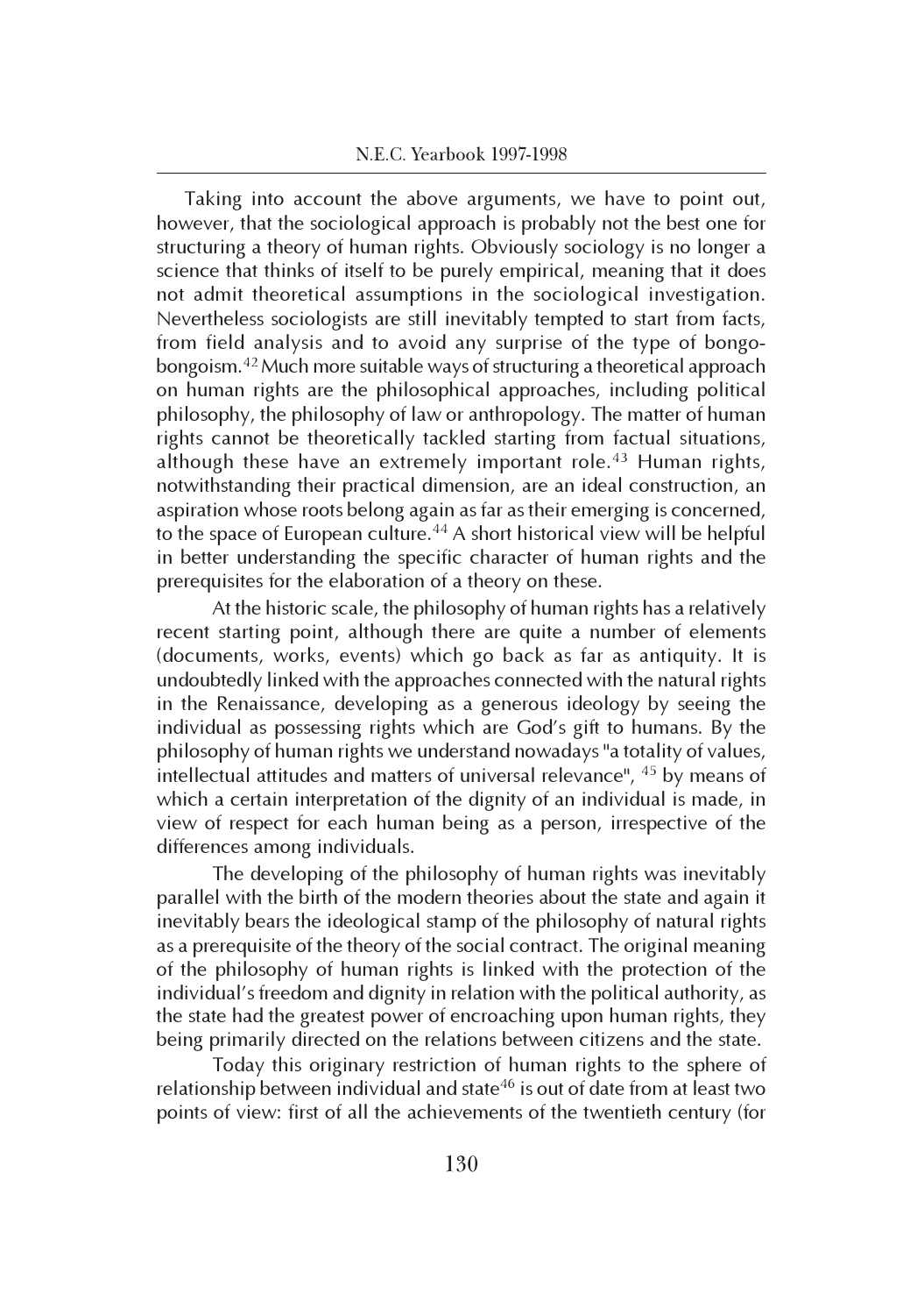Taking into account the above arguments, we have to point out, however, that the sociological approach is probably not the best one for structuring a theory of human rights. Obviously sociology is no longer a science that thinks of itself to be purely empirical, meaning that it does not admit theoretical assumptions in the sociological investigation. Nevertheless sociologists are still inevitably tempted to start from facts, from field analysis and to avoid any surprise of the type of bongo-bongoism.[42] Much more suitable ways of structuring a theoretical approach on human rights are the philosophical approaches, including political philosophy, the philosophy of law or anthropology. The matter of human rights cannot be theoretically tackled starting from factual situations, although these have an extremely important role.[43] Human rights, notwithstanding their practical dimension, are an ideal construction, an aspiration whose roots belong again as far as their emerging is concerned, to the space of European culture.[44] A short historical view will be helpful in better understanding the specific character of human rights and the prerequisites for the elaboration of a theory on these.

At the historic scale, the philosophy of human rights has a relatively recent starting point, although there are quite a number of elements (documents, works, events) which go back as far as antiquity. It is undoubtedly linked with the approaches connected with the natural rights in the Renaissance, developing as a generous ideology by seeing the individual as possessing rights which are God's gift to humans. By the philosophy of human rights we understand nowadays "a totality of values, intellectual attitudes and matters of universal relevance", [45] by means of which a certain interpretation of the dignity of an individual is made, in view of respect for each human being as a person, irrespective of the differences among individuals.

The developing of the philosophy of human rights was inevitably parallel with the birth of the modern theories about the state and again it inevitably bears the ideological stamp of the philosophy of natural rights as a prerequisite of the theory of the social contract. The original meaning of the philosophy of human rights is linked with the protection of the individual's freedom and dignity in relation with the political authority, as the state had the greatest power of encroaching upon human rights, they being primarily directed on the relations between citizens and the state.

Today this originary restriction of human rights to the sphere of relationship between individual and state[46] is out of date from at least two points of view: first of all the achievements of the twentieth century (for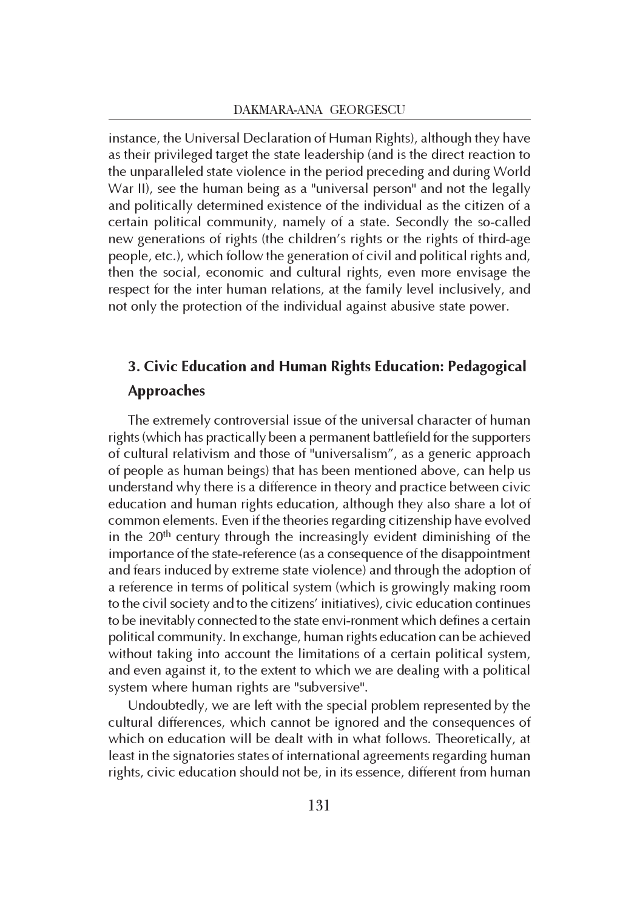instance, the Universal Declaration of Human Rights), although they have as their privileged target the state leadership (and is the direct reaction to the unparalleled state violence in the period preceding and during World War II), see the human being as a "universal person" and not the legally and politically determined existence of the individual as the citizen of a certain political community, namely of a state. Secondly the so-called new generations of rights (the children's rights or the rights of third-age people, etc.), which follow the generation of civil and political rights and, then the social, economic and cultural rights, even more envisage the respect for the inter human relations, at the family level inclusively, and not only the protection of the individual against abusive state power.

## 3. Civic Education and Human Rights Education: Pedagogical Approaches

The extremely controversial issue of the universal character of human rights (which has practically been a permanent battlefield for the supporters of cultural relativism and those of "universalism", as a generic approach of people as human beings) that has been mentioned above, can help us understand why there is a difference in theory and practice between civic education and human rights education, although they also share a lot of common elements. Even if the theories regarding citizenship have evolved in the 20th century through the increasingly evident diminishing of the importance of the state-reference (as a consequence of the disappointment and fears induced by extreme state violence) and through the adoption of a reference in terms of political system (which is growingly making room to the civil society and to the citizens' initiatives), civic education continues to be inevitably connected to the state envi-ronment which defines a certain political community. In exchange, human rights education can be achieved without taking into account the limitations of a certain political system, and even against it, to the extent to which we are dealing with a political system where human rights are "subversive".

Undoubtedly, we are left with the special problem represented by the cultural differences, which cannot be ignored and the consequences of which on education will be dealt with in what follows. Theoretically, at least in the signatories states of international agreements regarding human rights, civic education should not be, in its essence, different from human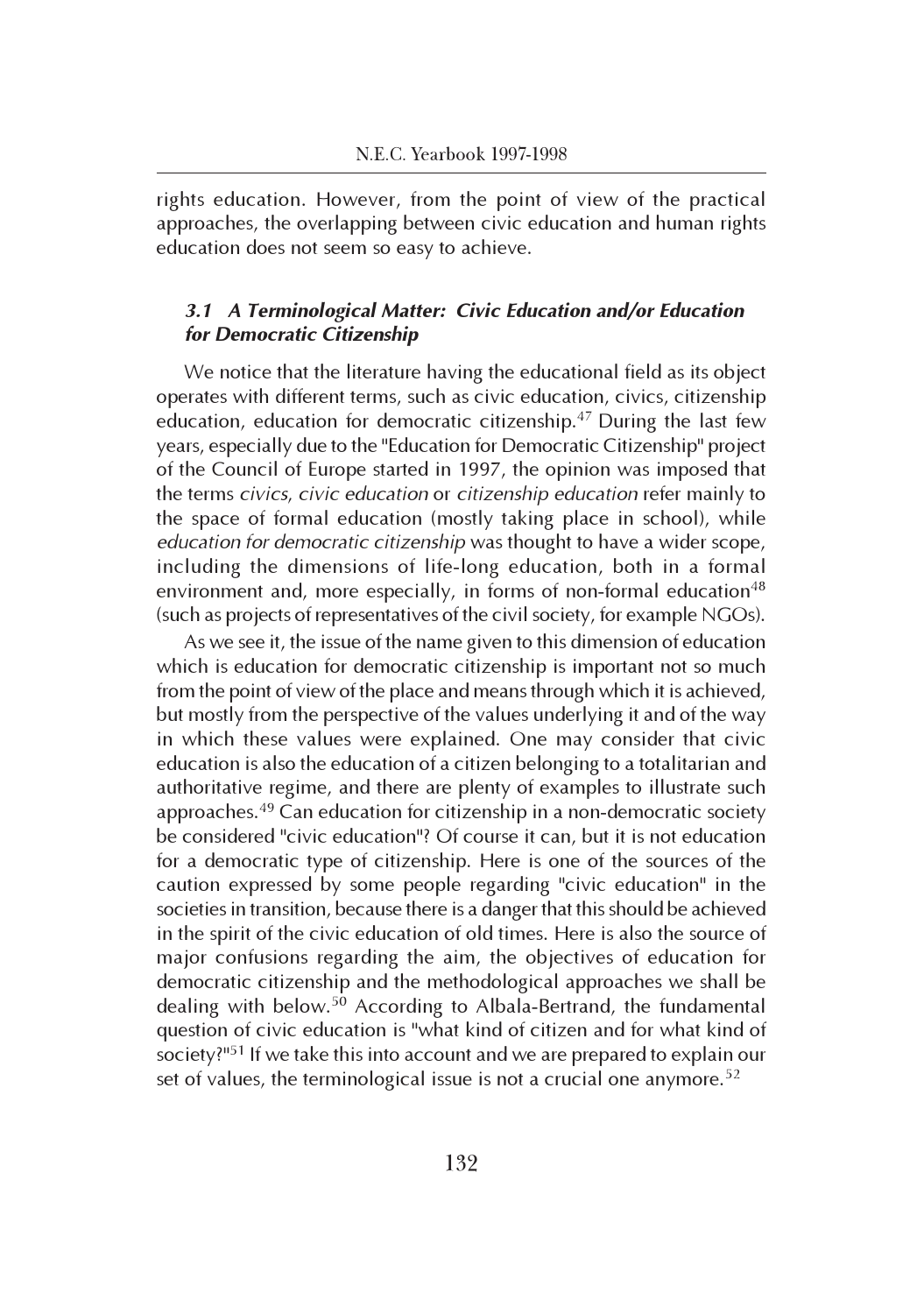rights education. However, from the point of view of the practical approaches, the overlapping between civic education and human rights education does not seem so easy to achieve.

### *3.1 A Terminological Matter: Civic Education and/or Education for Democratic Citizenship*

We notice that the literature having the educational field as its object operates with different terms, such as civic education, civics, citizenship education, education for democratic citizenship.[47] During the last few years, especially due to the "Education for Democratic Citizenship" project of the Council of Europe started in 1997, the opinion was imposed that the terms *civics*, *civic education* or *citizenship education* refer mainly to the space of formal education (mostly taking place in school), while *education for democratic citizenship* was thought to have a wider scope, including the dimensions of life-long education, both in a formal environment and, more especially, in forms of non-formal education[48] (such as projects of representatives of the civil society, for example NGOs).

As we see it, the issue of the name given to this dimension of education which is education for democratic citizenship is important not so much from the point of view of the place and means through which it is achieved, but mostly from the perspective of the values underlying it and of the way in which these values were explained. One may consider that civic education is also the education of a citizen belonging to a totalitarian and authoritative regime, and there are plenty of examples to illustrate such approaches.[49] Can education for citizenship in a non-democratic society be considered "civic education"? Of course it can, but it is not education for a democratic type of citizenship. Here is one of the sources of the caution expressed by some people regarding "civic education" in the societies in transition, because there is a danger that this should be achieved in the spirit of the civic education of old times. Here is also the source of major confusions regarding the aim, the objectives of education for democratic citizenship and the methodological approaches we shall be dealing with below.[50] According to Albala-Bertrand, the fundamental question of civic education is "what kind of citizen and for what kind of society?"[51] If we take this into account and we are prepared to explain our set of values, the terminological issue is not a crucial one anymore.[52]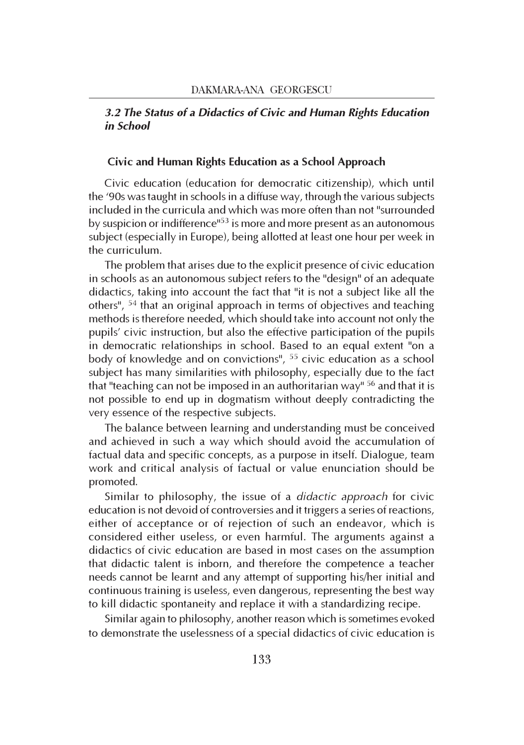### *3.2 The Status of a Didactics of Civic and Human Rights Education in School*

#### Civic and Human Rights Education as a School Approach

Civic education (education for democratic citizenship), which until the '90s was taught in schools in a diffuse way, through the various subjects included in the curricula and which was more often than not "surrounded by suspicion or indifference"[53] is more and more present as an autonomous subject (especially in Europe), being allotted at least one hour per week in the curriculum.

The problem that arises due to the explicit presence of civic education in schools as an autonomous subject refers to the "design" of an adequate didactics, taking into account the fact that "it is not a subject like all the others", [54] that an original approach in terms of objectives and teaching methods is therefore needed, which should take into account not only the pupils' civic instruction, but also the effective participation of the pupils in democratic relationships in school. Based to an equal extent "on a body of knowledge and on convictions", [55] civic education as a school subject has many similarities with philosophy, especially due to the fact that "teaching can not be imposed in an authoritarian way" [56] and that it is not possible to end up in dogmatism without deeply contradicting the very essence of the respective subjects.

The balance between learning and understanding must be conceived and achieved in such a way which should avoid the accumulation of factual data and specific concepts, as a purpose in itself. Dialogue, team work and critical analysis of factual or value enunciation should be promoted.

Similar to philosophy, the issue of a *didactic approach* for civic education is not devoid of controversies and it triggers a series of reactions, either of acceptance or of rejection of such an endeavor, which is considered either useless, or even harmful. The arguments against a didactics of civic education are based in most cases on the assumption that didactic talent is inborn, and therefore the competence a teacher needs cannot be learnt and any attempt of supporting his/her initial and continuous training is useless, even dangerous, representing the best way to kill didactic spontaneity and replace it with a standardizing recipe.

Similar again to philosophy, another reason which is sometimes evoked to demonstrate the uselessness of a special didactics of civic education is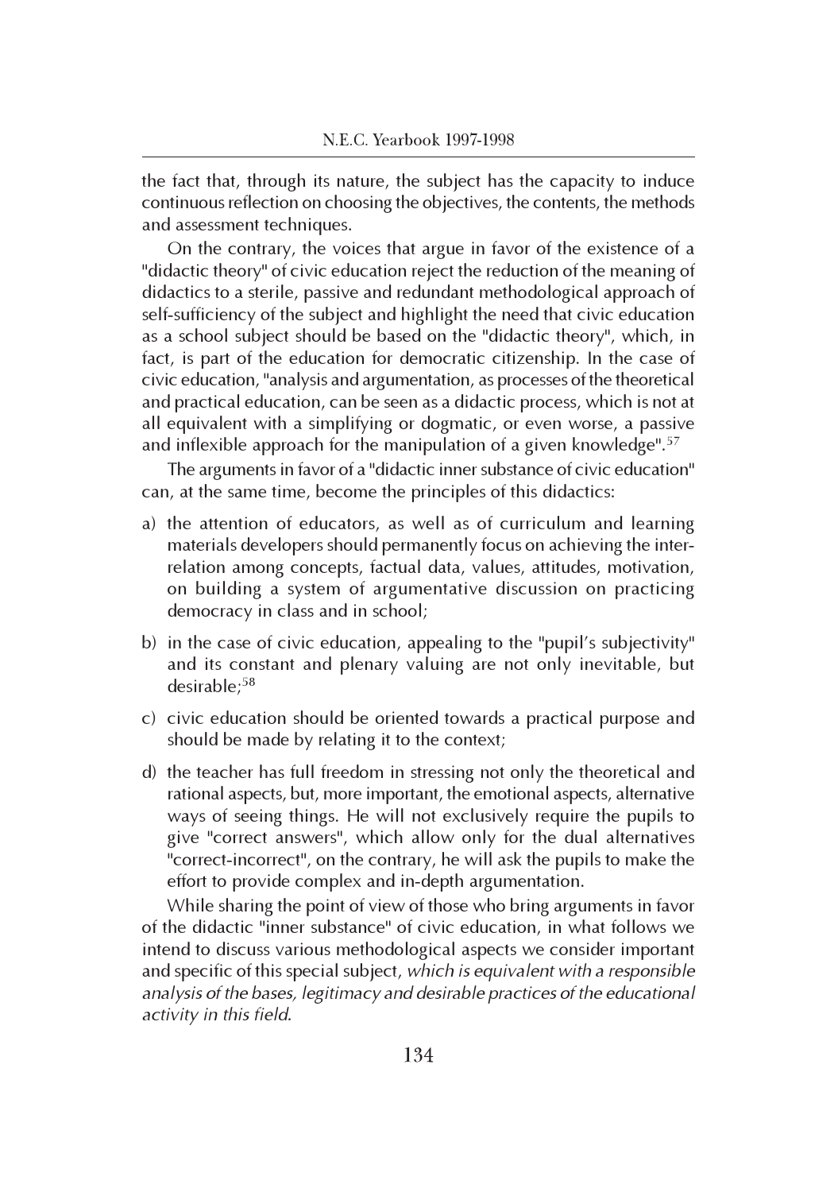the fact that, through its nature, the subject has the capacity to induce continuous reflection on choosing the objectives, the contents, the methods and assessment techniques.

On the contrary, the voices that argue in favor of the existence of a "didactic theory" of civic education reject the reduction of the meaning of didactics to a sterile, passive and redundant methodological approach of self-sufficiency of the subject and highlight the need that civic education as a school subject should be based on the "didactic theory", which, in fact, is part of the education for democratic citizenship. In the case of civic education, "analysis and argumentation, as processes of the theoretical and practical education, can be seen as a didactic process, which is not at all equivalent with a simplifying or dogmatic, or even worse, a passive and inflexible approach for the manipulation of a given knowledge".[57]

The arguments in favor of a "didactic inner substance of civic education" can, at the same time, become the principles of this didactics:

a) the attention of educators, as well as of curriculum and learning materials developers should permanently focus on achieving the inter-relation among concepts, factual data, values, attitudes, motivation, on building a system of argumentative discussion on practicing democracy in class and in school;

b) in the case of civic education, appealing to the "pupil's subjectivity" and its constant and plenary valuing are not only inevitable, but desirable;[58]

c) civic education should be oriented towards a practical purpose and should be made by relating it to the context;

d) the teacher has full freedom in stressing not only the theoretical and rational aspects, but, more important, the emotional aspects, alternative ways of seeing things. He will not exclusively require the pupils to give "correct answers", which allow only for the dual alternatives "correct-incorrect", on the contrary, he will ask the pupils to make the effort to provide complex and in-depth argumentation.

While sharing the point of view of those who bring arguments in favor of the didactic "inner substance" of civic education, in what follows we intend to discuss various methodological aspects we consider important and specific of this special subject, *which is equivalent with a responsible analysis of the bases, legitimacy and desirable practices of the educational activity in this field.*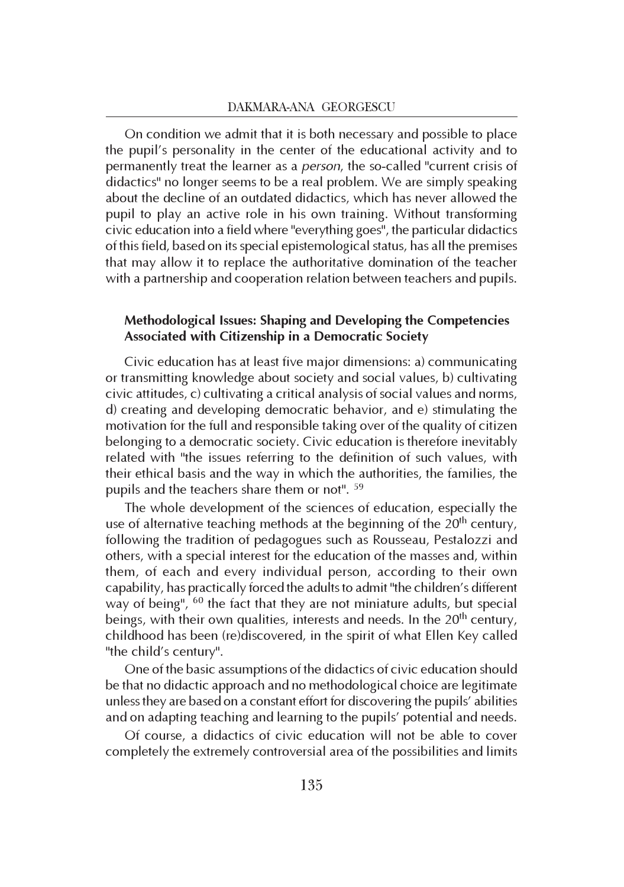On condition we admit that it is both necessary and possible to place the pupil's personality in the center of the educational activity and to permanently treat the learner as a *person*, the so-called "current crisis of didactics" no longer seems to be a real problem. We are simply speaking about the decline of an outdated didactics, which has never allowed the pupil to play an active role in his own training. Without transforming civic education into a field where "everything goes", the particular didactics of this field, based on its special epistemological status, has all the premises that may allow it to replace the authoritative domination of the teacher with a partnership and cooperation relation between teachers and pupils.

### Methodological Issues: Shaping and Developing the Competencies Associated with Citizenship in a Democratic Society

Civic education has at least five major dimensions: a) communicating or transmitting knowledge about society and social values, b) cultivating civic attitudes, c) cultivating a critical analysis of social values and norms, d) creating and developing democratic behavior, and e) stimulating the motivation for the full and responsible taking over of the quality of citizen belonging to a democratic society. Civic education is therefore inevitably related with "the issues referring to the definition of such values, with their ethical basis and the way in which the authorities, the families, the pupils and the teachers share them or not". [59]

The whole development of the sciences of education, especially the use of alternative teaching methods at the beginning of the 20th century, following the tradition of pedagogues such as Rousseau, Pestalozzi and others, with a special interest for the education of the masses and, within them, of each and every individual person, according to their own capability, has practically forced the adults to admit "the children's different way of being", [60] the fact that they are not miniature adults, but special beings, with their own qualities, interests and needs. In the 20th century, childhood has been (re)discovered, in the spirit of what Ellen Key called "the child's century".

One of the basic assumptions of the didactics of civic education should be that no didactic approach and no methodological choice are legitimate unless they are based on a constant effort for discovering the pupils' abilities and on adapting teaching and learning to the pupils' potential and needs.

Of course, a didactics of civic education will not be able to cover completely the extremely controversial area of the possibilities and limits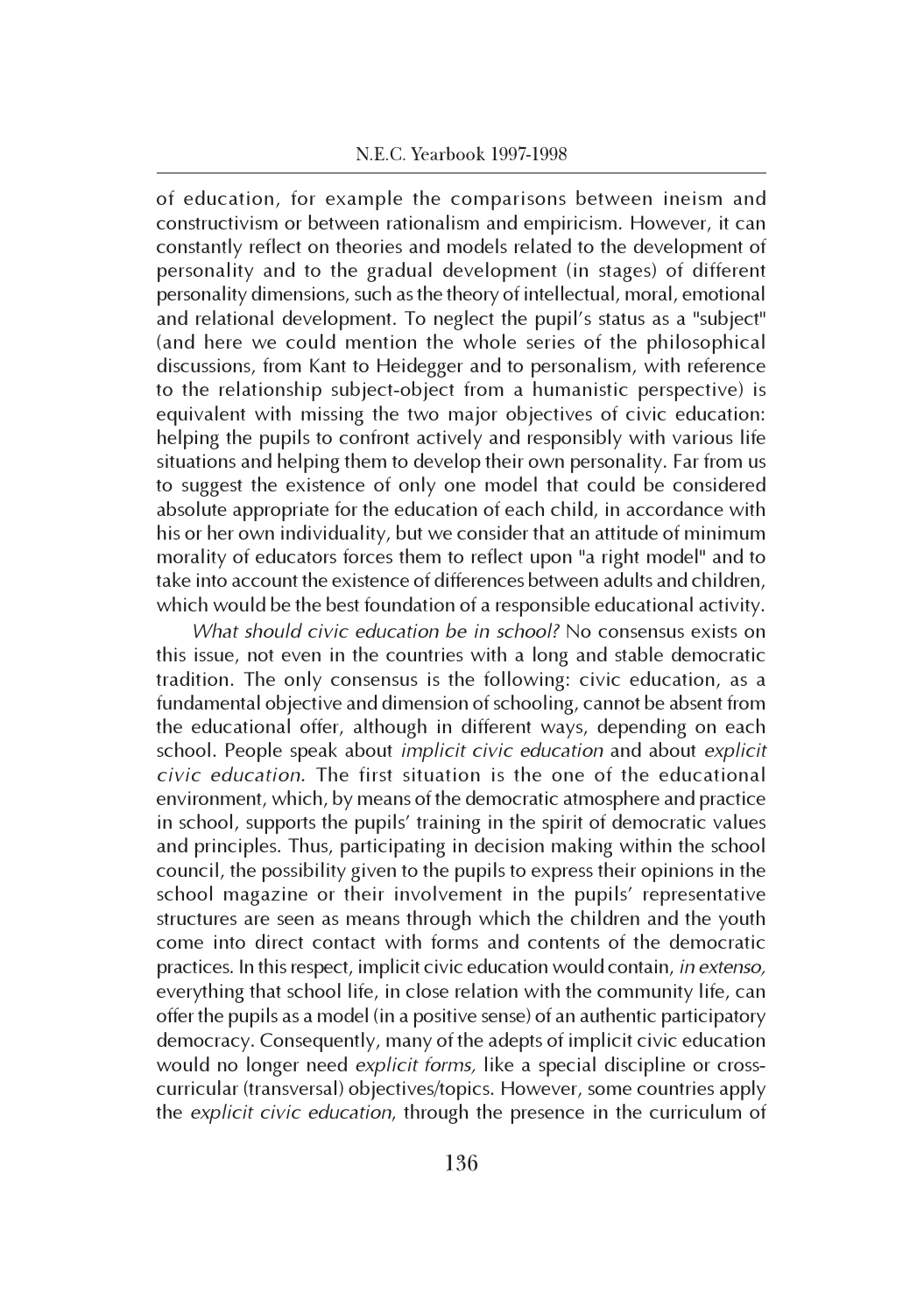of education, for example the comparisons between ineism and constructivism or between rationalism and empiricism. However, it can constantly reflect on theories and models related to the development of personality and to the gradual development (in stages) of different personality dimensions, such as the theory of intellectual, moral, emotional and relational development. To neglect the pupil's status as a "subject" (and here we could mention the whole series of the philosophical discussions, from Kant to Heidegger and to personalism, with reference to the relationship subject-object from a humanistic perspective) is equivalent with missing the two major objectives of civic education: helping the pupils to confront actively and responsibly with various life situations and helping them to develop their own personality. Far from us to suggest the existence of only one model that could be considered absolute appropriate for the education of each child, in accordance with his or her own individuality, but we consider that an attitude of minimum morality of educators forces them to reflect upon "a right model" and to take into account the existence of differences between adults and children, which would be the best foundation of a responsible educational activity.

*What should civic education be in school?* No consensus exists on this issue, not even in the countries with a long and stable democratic tradition. The only consensus is the following: civic education, as a fundamental objective and dimension of schooling, cannot be absent from the educational offer, although in different ways, depending on each school. People speak about *implicit civic education* and about *explicit civic education.* The first situation is the one of the educational environment, which, by means of the democratic atmosphere and practice in school, supports the pupils' training in the spirit of democratic values and principles. Thus, participating in decision making within the school council, the possibility given to the pupils to express their opinions in the school magazine or their involvement in the pupils' representative structures are seen as means through which the children and the youth come into direct contact with forms and contents of the democratic practices. In this respect, implicit civic education would contain, *in extenso,* everything that school life, in close relation with the community life, can offer the pupils as a model (in a positive sense) of an authentic participatory democracy. Consequently, many of the adepts of implicit civic education would no longer need *explicit forms,* like a special discipline or cross-curricular (transversal) objectives/topics. However, some countries apply the *explicit civic education*, through the presence in the curriculum of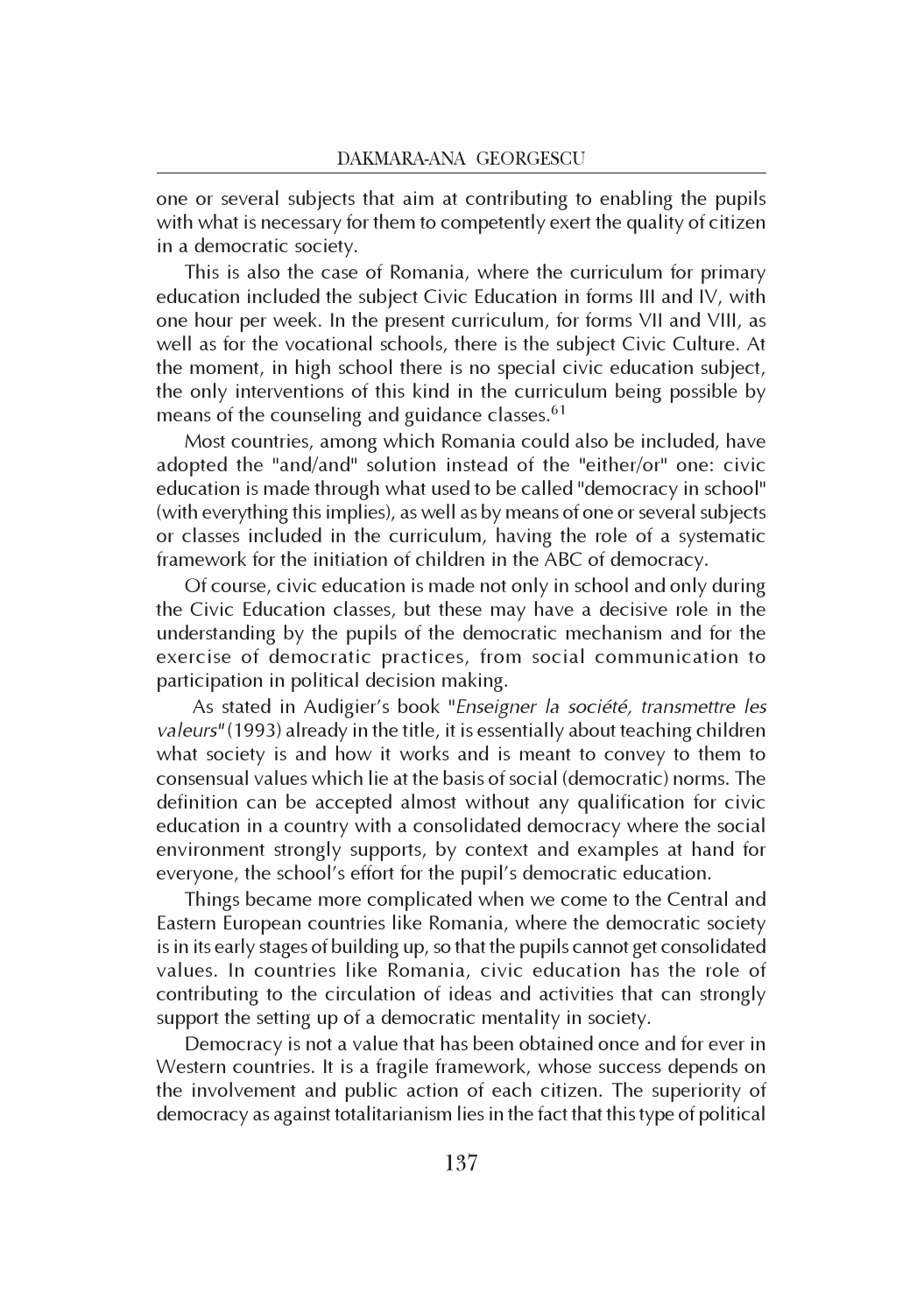one or several subjects that aim at contributing to enabling the pupils with what is necessary for them to competently exert the quality of citizen in a democratic society.

This is also the case of Romania, where the curriculum for primary education included the subject Civic Education in forms III and IV, with one hour per week. In the present curriculum, for forms VII and VIII, as well as for the vocational schools, there is the subject Civic Culture. At the moment, in high school there is no special civic education subject, the only interventions of this kind in the curriculum being possible by means of the counseling and guidance classes.[61]

Most countries, among which Romania could also be included, have adopted the "and/and" solution instead of the "either/or" one: civic education is made through what used to be called "democracy in school" (with everything this implies), as well as by means of one or several subjects or classes included in the curriculum, having the role of a systematic framework for the initiation of children in the ABC of democracy.

Of course, civic education is made not only in school and only during the Civic Education classes, but these may have a decisive role in the understanding by the pupils of the democratic mechanism and for the exercise of democratic practices, from social communication to participation in political decision making.

As stated in Audigier's book "*Enseigner la société, transmettre les valeurs*" (1993) already in the title, it is essentially about teaching children what society is and how it works and is meant to convey to them to consensual values which lie at the basis of social (democratic) norms. The definition can be accepted almost without any qualification for civic education in a country with a consolidated democracy where the social environment strongly supports, by context and examples at hand for everyone, the school's effort for the pupil's democratic education.

Things became more complicated when we come to the Central and Eastern European countries like Romania, where the democratic society is in its early stages of building up, so that the pupils cannot get consolidated values. In countries like Romania, civic education has the role of contributing to the circulation of ideas and activities that can strongly support the setting up of a democratic mentality in society.

Democracy is not a value that has been obtained once and for ever in Western countries. It is a fragile framework, whose success depends on the involvement and public action of each citizen. The superiority of democracy as against totalitarianism lies in the fact that this type of political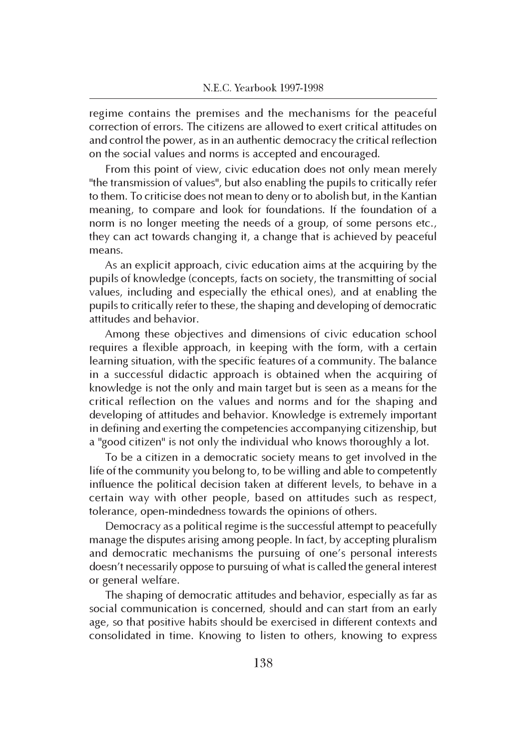regime contains the premises and the mechanisms for the peaceful correction of errors. The citizens are allowed to exert critical attitudes on and control the power, as in an authentic democracy the critical reflection on the social values and norms is accepted and encouraged.

From this point of view, civic education does not only mean merely "the transmission of values", but also enabling the pupils to critically refer to them. To criticise does not mean to deny or to abolish but, in the Kantian meaning, to compare and look for foundations. If the foundation of a norm is no longer meeting the needs of a group, of some persons etc., they can act towards changing it, a change that is achieved by peaceful means.

As an explicit approach, civic education aims at the acquiring by the pupils of knowledge (concepts, facts on society, the transmitting of social values, including and especially the ethical ones), and at enabling the pupils to critically refer to these, the shaping and developing of democratic attitudes and behavior.

Among these objectives and dimensions of civic education school requires a flexible approach, in keeping with the form, with a certain learning situation, with the specific features of a community. The balance in a successful didactic approach is obtained when the acquiring of knowledge is not the only and main target but is seen as a means for the critical reflection on the values and norms and for the shaping and developing of attitudes and behavior. Knowledge is extremely important in defining and exerting the competencies accompanying citizenship, but a "good citizen" is not only the individual who knows thoroughly a lot.

To be a citizen in a democratic society means to get involved in the life of the community you belong to, to be willing and able to competently influence the political decision taken at different levels, to behave in a certain way with other people, based on attitudes such as respect, tolerance, open-mindedness towards the opinions of others.

Democracy as a political regime is the successful attempt to peacefully manage the disputes arising among people. In fact, by accepting pluralism and democratic mechanisms the pursuing of one's personal interests doesn't necessarily oppose to pursuing of what is called the general interest or general welfare.

The shaping of democratic attitudes and behavior, especially as far as social communication is concerned, should and can start from an early age, so that positive habits should be exercised in different contexts and consolidated in time. Knowing to listen to others, knowing to express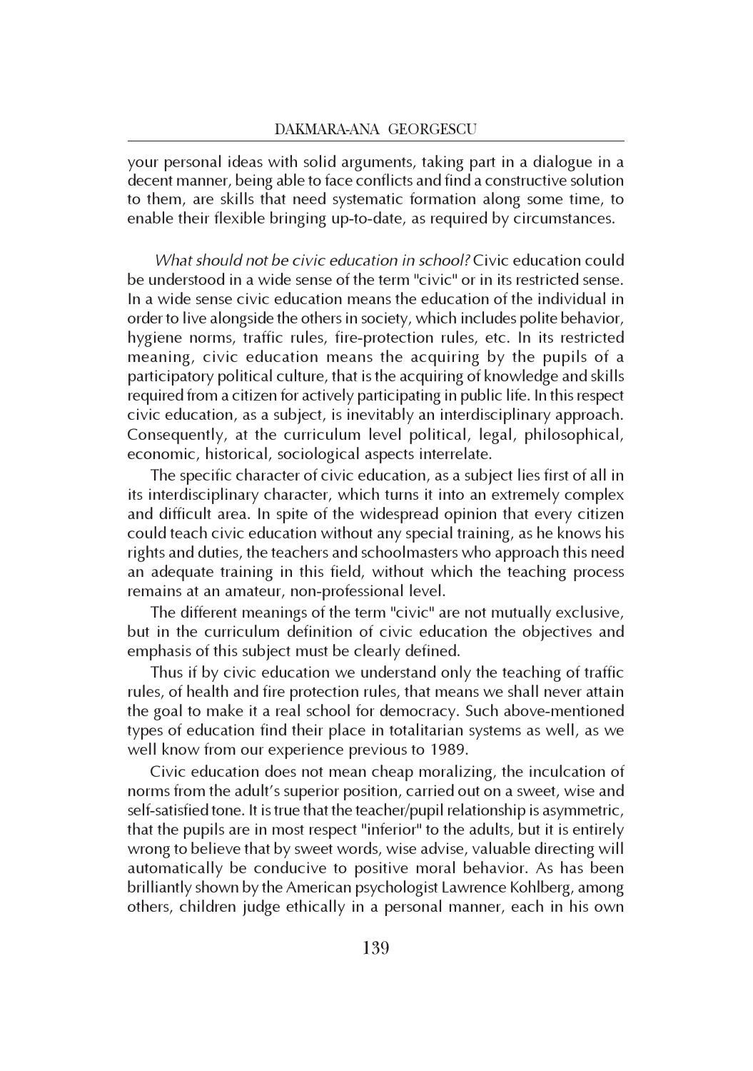your personal ideas with solid arguments, taking part in a dialogue in a decent manner, being able to face conflicts and find a constructive solution to them, are skills that need systematic formation along some time, to enable their flexible bringing up-to-date, as required by circumstances.

*What should not be civic education in school?* Civic education could be understood in a wide sense of the term "civic" or in its restricted sense. In a wide sense civic education means the education of the individual in order to live alongside the others in society, which includes polite behavior, hygiene norms, traffic rules, fire-protection rules, etc. In its restricted meaning, civic education means the acquiring by the pupils of a participatory political culture, that is the acquiring of knowledge and skills required from a citizen for actively participating in public life. In this respect civic education, as a subject, is inevitably an interdisciplinary approach. Consequently, at the curriculum level political, legal, philosophical, economic, historical, sociological aspects interrelate.

The specific character of civic education, as a subject lies first of all in its interdisciplinary character, which turns it into an extremely complex and difficult area. In spite of the widespread opinion that every citizen could teach civic education without any special training, as he knows his rights and duties, the teachers and schoolmasters who approach this need an adequate training in this field, without which the teaching process remains at an amateur, non-professional level.

The different meanings of the term "civic" are not mutually exclusive, but in the curriculum definition of civic education the objectives and emphasis of this subject must be clearly defined.

Thus if by civic education we understand only the teaching of traffic rules, of health and fire protection rules, that means we shall never attain the goal to make it a real school for democracy. Such above-mentioned types of education find their place in totalitarian systems as well, as we well know from our experience previous to 1989.

Civic education does not mean cheap moralizing, the inculcation of norms from the adult's superior position, carried out on a sweet, wise and self-satisfied tone. It is true that the teacher/pupil relationship is asymmetric, that the pupils are in most respect "inferior" to the adults, but it is entirely wrong to believe that by sweet words, wise advise, valuable directing will automatically be conducive to positive moral behavior. As has been brilliantly shown by the American psychologist Lawrence Kohlberg, among others, children judge ethically in a personal manner, each in his own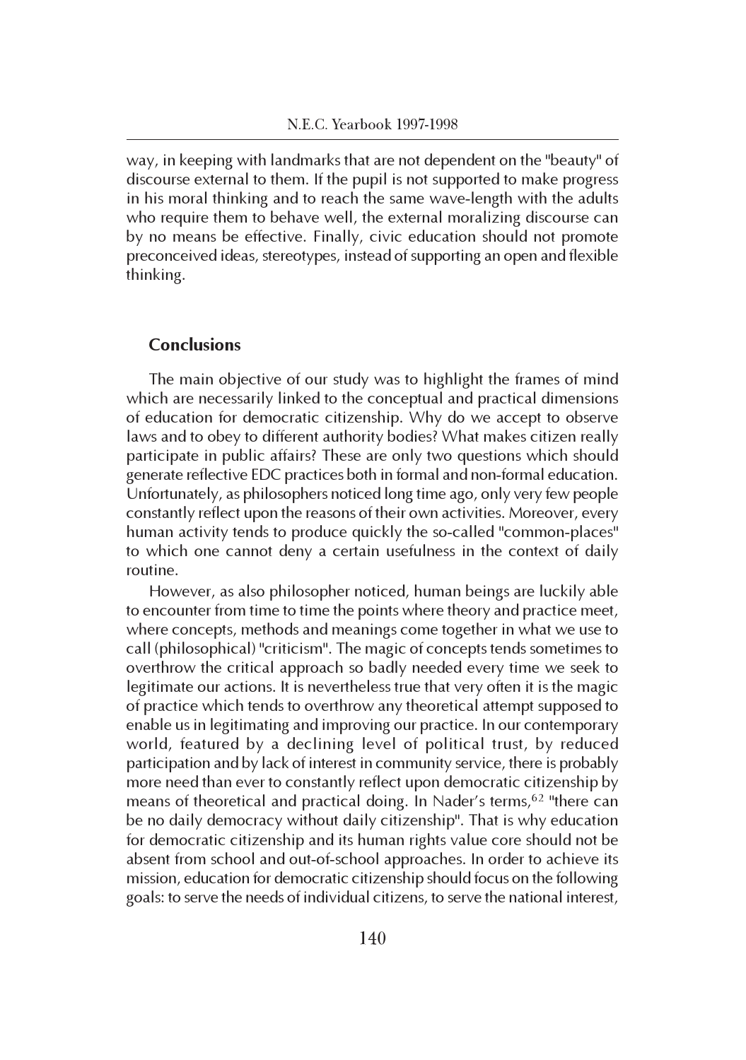way, in keeping with landmarks that are not dependent on the "beauty" of discourse external to them. If the pupil is not supported to make progress in his moral thinking and to reach the same wave-length with the adults who require them to behave well, the external moralizing discourse can by no means be effective. Finally, civic education should not promote preconceived ideas, stereotypes, instead of supporting an open and flexible thinking.

## Conclusions

The main objective of our study was to highlight the frames of mind which are necessarily linked to the conceptual and practical dimensions of education for democratic citizenship. Why do we accept to observe laws and to obey to different authority bodies? What makes citizen really participate in public affairs? These are only two questions which should generate reflective EDC practices both in formal and non-formal education. Unfortunately, as philosophers noticed long time ago, only very few people constantly reflect upon the reasons of their own activities. Moreover, every human activity tends to produce quickly the so-called "common-places" to which one cannot deny a certain usefulness in the context of daily routine.

However, as also philosopher noticed, human beings are luckily able to encounter from time to time the points where theory and practice meet, where concepts, methods and meanings come together in what we use to call (philosophical) "criticism". The magic of concepts tends sometimes to overthrow the critical approach so badly needed every time we seek to legitimate our actions. It is nevertheless true that very often it is the magic of practice which tends to overthrow any theoretical attempt supposed to enable us in legitimating and improving our practice. In our contemporary world, featured by a declining level of political trust, by reduced participation and by lack of interest in community service, there is probably more need than ever to constantly reflect upon democratic citizenship by means of theoretical and practical doing. In Nader's terms,[62] "there can be no daily democracy without daily citizenship". That is why education for democratic citizenship and its human rights value core should not be absent from school and out-of-school approaches. In order to achieve its mission, education for democratic citizenship should focus on the following goals: to serve the needs of individual citizens, to serve the national interest,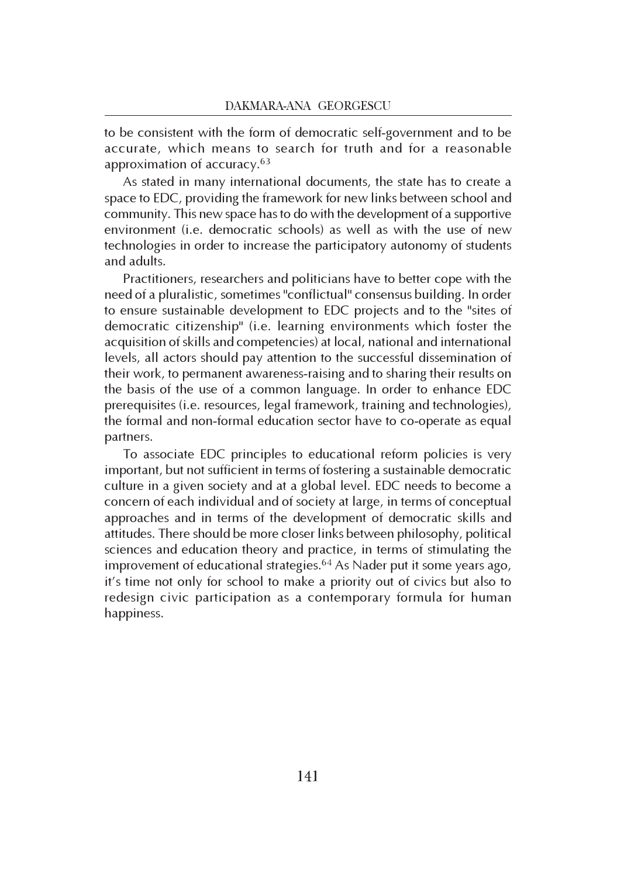to be consistent with the form of democratic self-government and to be accurate, which means to search for truth and for a reasonable approximation of accuracy.[63]

As stated in many international documents, the state has to create a space to EDC, providing the framework for new links between school and community. This new space has to do with the development of a supportive environment (i.e. democratic schools) as well as with the use of new technologies in order to increase the participatory autonomy of students and adults.

Practitioners, researchers and politicians have to better cope with the need of a pluralistic, sometimes "conflictual" consensus building. In order to ensure sustainable development to EDC projects and to the "sites of democratic citizenship" (i.e. learning environments which foster the acquisition of skills and competencies) at local, national and international levels, all actors should pay attention to the successful dissemination of their work, to permanent awareness-raising and to sharing their results on the basis of the use of a common language. In order to enhance EDC prerequisites (i.e. resources, legal framework, training and technologies), the formal and non-formal education sector have to co-operate as equal partners.

To associate EDC principles to educational reform policies is very important, but not sufficient in terms of fostering a sustainable democratic culture in a given society and at a global level. EDC needs to become a concern of each individual and of society at large, in terms of conceptual approaches and in terms of the development of democratic skills and attitudes. There should be more closer links between philosophy, political sciences and education theory and practice, in terms of stimulating the improvement of educational strategies.[64] As Nader put it some years ago, it's time not only for school to make a priority out of civics but also to redesign civic participation as a contemporary formula for human happiness.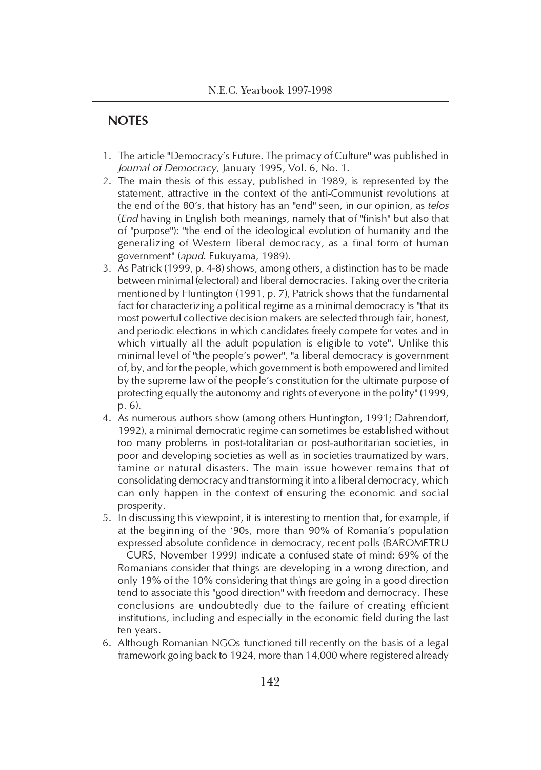## NOTES

1. The article "Democracy's Future. The primacy of Culture" was published in *Journal of Democracy*, January 1995, Vol. 6, No. 1.
2. The main thesis of this essay, published in 1989, is represented by the statement, attractive in the context of the anti-Communist revolutions at the end of the 80's, that history has an "end" seen, in our opinion, as *telos* (*End* having in English both meanings, namely that of "finish" but also that of "purpose"): "the end of the ideological evolution of humanity and the generalizing of Western liberal democracy, as a final form of human government" (*apud*. Fukuyama, 1989).
3. As Patrick (1999, p. 4-8) shows, among others, a distinction has to be made between minimal (electoral) and liberal democracies. Taking over the criteria mentioned by Huntington (1991, p. 7), Patrick shows that the fundamental fact for characterizing a political regime as a minimal democracy is "that its most powerful collective decision makers are selected through fair, honest, and periodic elections in which candidates freely compete for votes and in which virtually all the adult population is eligible to vote". Unlike this minimal level of "the people's power", "a liberal democracy is government of, by, and for the people, which government is both empowered and limited by the supreme law of the people's constitution for the ultimate purpose of protecting equally the autonomy and rights of everyone in the polity" (1999, p. 6).
4. As numerous authors show (among others Huntington, 1991; Dahrendorf, 1992), a minimal democratic regime can sometimes be established without too many problems in post-totalitarian or post-authoritarian societies, in poor and developing societies as well as in societies traumatized by wars, famine or natural disasters. The main issue however remains that of consolidating democracy and transforming it into a liberal democracy, which can only happen in the context of ensuring the economic and social prosperity.
5. In discussing this viewpoint, it is interesting to mention that, for example, if at the beginning of the '90s, more than 90% of Romania's population expressed absolute confidence in democracy, recent polls (BAROMETRU – CURS, November 1999) indicate a confused state of mind: 69% of the Romanians consider that things are developing in a wrong direction, and only 19% of the 10% considering that things are going in a good direction tend to associate this "good direction" with freedom and democracy. These conclusions are undoubtedly due to the failure of creating efficient institutions, including and especially in the economic field during the last ten years.
6. Although Romanian NGOs functioned till recently on the basis of a legal framework going back to 1924, more than 14,000 where registered already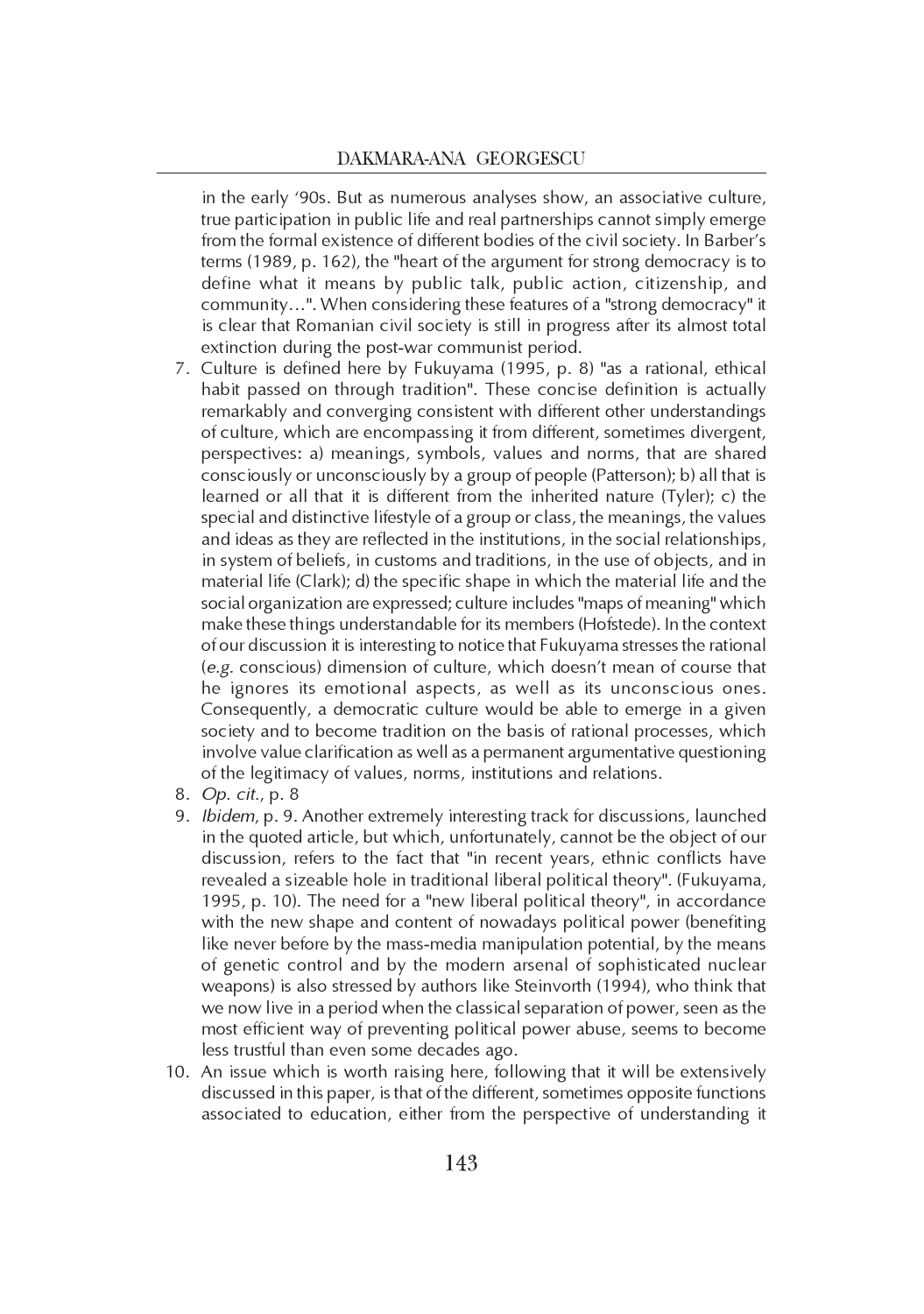in the early '90s. But as numerous analyses show, an associative culture, true participation in public life and real partnerships cannot simply emerge from the formal existence of different bodies of the civil society. In Barber's terms (1989, p. 162), the "heart of the argument for strong democracy is to define what it means by public talk, public action, citizenship, and community…". When considering these features of a "strong democracy" it is clear that Romanian civil society is still in progress after its almost total extinction during the post-war communist period.

7. Culture is defined here by Fukuyama (1995, p. 8) "as a rational, ethical habit passed on through tradition". These concise definition is actually remarkably and converging consistent with different other understandings of culture, which are encompassing it from different, sometimes divergent, perspectives: a) meanings, symbols, values and norms, that are shared consciously or unconsciously by a group of people (Patterson); b) all that is learned or all that it is different from the inherited nature (Tyler); c) the special and distinctive lifestyle of a group or class, the meanings, the values and ideas as they are reflected in the institutions, in the social relationships, in system of beliefs, in customs and traditions, in the use of objects, and in material life (Clark); d) the specific shape in which the material life and the social organization are expressed; culture includes "maps of meaning" which make these things understandable for its members (Hofstede). In the context of our discussion it is interesting to notice that Fukuyama stresses the rational (*e.g.* conscious) dimension of culture, which doesn't mean of course that he ignores its emotional aspects, as well as its unconscious ones. Consequently, a democratic culture would be able to emerge in a given society and to become tradition on the basis of rational processes, which involve value clarification as well as a permanent argumentative questioning of the legitimacy of values, norms, institutions and relations.
8. *Op. cit.*, p. 8
9. *Ibidem*, p. 9. Another extremely interesting track for discussions, launched in the quoted article, but which, unfortunately, cannot be the object of our discussion, refers to the fact that "in recent years, ethnic conflicts have revealed a sizeable hole in traditional liberal political theory". (Fukuyama, 1995, p. 10). The need for a "new liberal political theory", in accordance with the new shape and content of nowadays political power (benefiting like never before by the mass-media manipulation potential, by the means of genetic control and by the modern arsenal of sophisticated nuclear weapons) is also stressed by authors like Steinvorth (1994), who think that we now live in a period when the classical separation of power, seen as the most efficient way of preventing political power abuse, seems to become less trustful than even some decades ago.
10. An issue which is worth raising here, following that it will be extensively discussed in this paper, is that of the different, sometimes opposite functions associated to education, either from the perspective of understanding it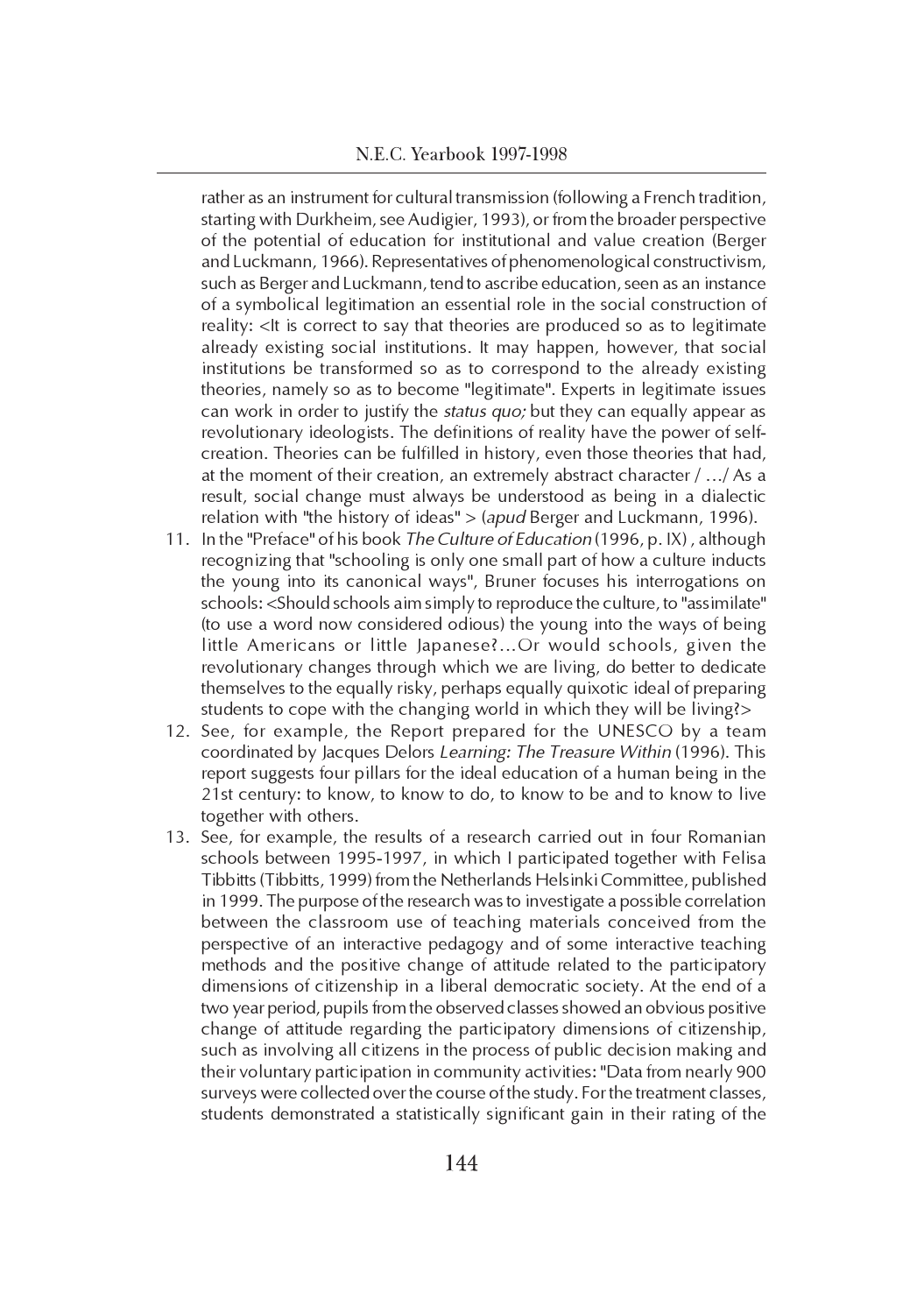rather as an instrument for cultural transmission (following a French tradition, starting with Durkheim, see Audigier, 1993), or from the broader perspective of the potential of education for institutional and value creation (Berger and Luckmann, 1966). Representatives of phenomenological constructivism, such as Berger and Luckmann, tend to ascribe education, seen as an instance of a symbolical legitimation an essential role in the social construction of reality: <It is correct to say that theories are produced so as to legitimate already existing social institutions. It may happen, however, that social institutions be transformed so as to correspond to the already existing theories, namely so as to become "legitimate". Experts in legitimate issues can work in order to justify the *status quo;* but they can equally appear as revolutionary ideologists. The definitions of reality have the power of self-creation. Theories can be fulfilled in history, even those theories that had, at the moment of their creation, an extremely abstract character / .../ As a result, social change must always be understood as being in a dialectic relation with "the history of ideas" > (*apud* Berger and Luckmann, 1996).

11. In the "Preface" of his book *The Culture of Education* (1996, p. IX) , although recognizing that "schooling is only one small part of how a culture inducts the young into its canonical ways", Bruner focuses his interrogations on schools: <Should schools aim simply to reproduce the culture, to "assimilate" (to use a word now considered odious) the young into the ways of being little Americans or little Japanese?...Or would schools, given the revolutionary changes through which we are living, do better to dedicate themselves to the equally risky, perhaps equally quixotic ideal of preparing students to cope with the changing world in which they will be living?>
12. See, for example, the Report prepared for the UNESCO by a team coordinated by Jacques Delors *Learning: The Treasure Within* (1996). This report suggests four pillars for the ideal education of a human being in the 21st century: to know, to know to do, to know to be and to know to live together with others.
13. See, for example, the results of a research carried out in four Romanian schools between 1995-1997, in which I participated together with Felisa Tibbitts (Tibbitts, 1999) from the Netherlands Helsinki Committee, published in 1999. The purpose of the research was to investigate a possible correlation between the classroom use of teaching materials conceived from the perspective of an interactive pedagogy and of some interactive teaching methods and the positive change of attitude related to the participatory dimensions of citizenship in a liberal democratic society. At the end of a two year period, pupils from the observed classes showed an obvious positive change of attitude regarding the participatory dimensions of citizenship, such as involving all citizens in the process of public decision making and their voluntary participation in community activities: "Data from nearly 900 surveys were collected over the course of the study. For the treatment classes, students demonstrated a statistically significant gain in their rating of the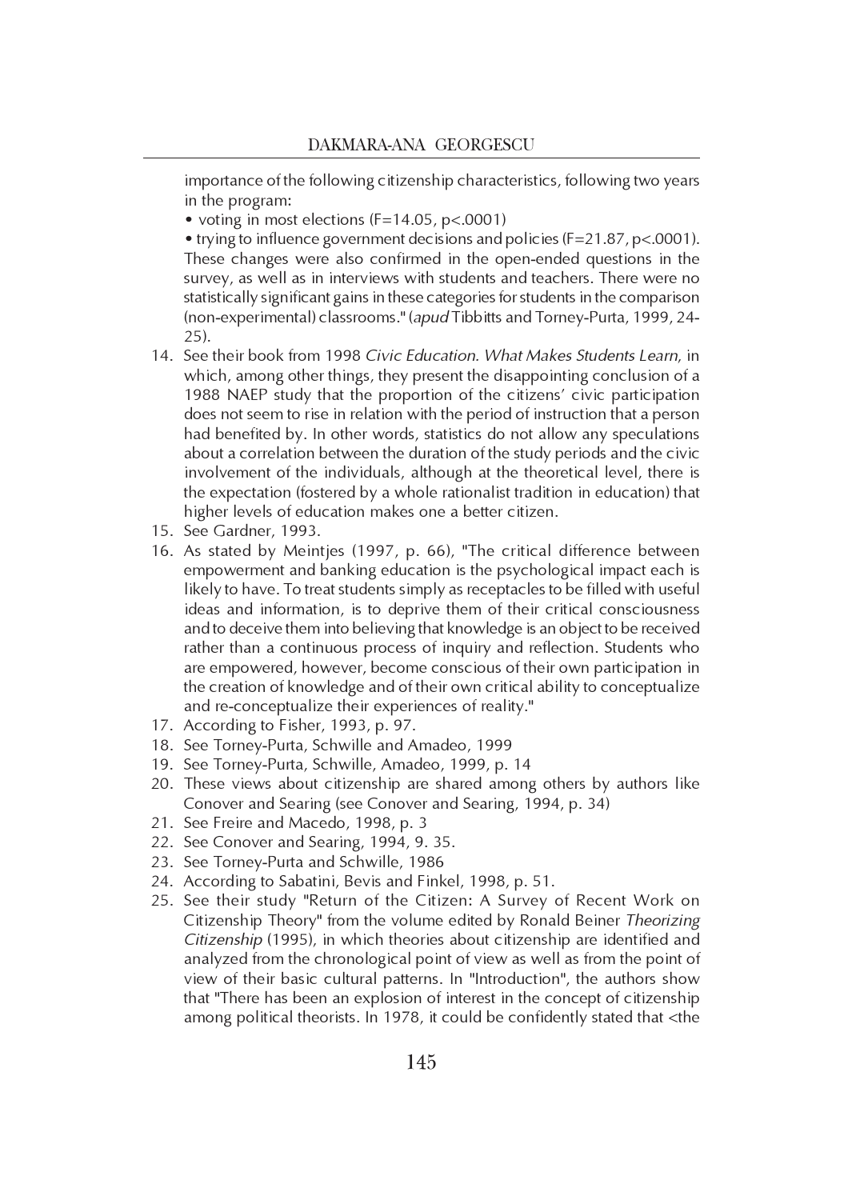importance of the following citizenship characteristics, following two years in the program:

• voting in most elections ($F=14.05$, $p<.0001$)

• trying to influence government decisions and policies ($F=21.87$, $p<.0001$). These changes were also confirmed in the open-ended questions in the survey, as well as in interviews with students and teachers. There were no statistically significant gains in these categories for students in the comparison (non-experimental) classrooms." (*apud* Tibbitts and Torney-Purta, 1999, 24-25).

14. See their book from 1998 *Civic Education. What Makes Students Learn*, in which, among other things, they present the disappointing conclusion of a 1988 NAEP study that the proportion of the citizens' civic participation does not seem to rise in relation with the period of instruction that a person had benefited by. In other words, statistics do not allow any speculations about a correlation between the duration of the study periods and the civic involvement of the individuals, although at the theoretical level, there is the expectation (fostered by a whole rationalist tradition in education) that higher levels of education makes one a better citizen.
15. See Gardner, 1993.
16. As stated by Meintjes (1997, p. 66), "The critical difference between empowerment and banking education is the psychological impact each is likely to have. To treat students simply as receptacles to be filled with useful ideas and information, is to deprive them of their critical consciousness and to deceive them into believing that knowledge is an object to be received rather than a continuous process of inquiry and reflection. Students who are empowered, however, become conscious of their own participation in the creation of knowledge and of their own critical ability to conceptualize and re-conceptualize their experiences of reality."
17. According to Fisher, 1993, p. 97.
18. See Torney-Purta, Schwille and Amadeo, 1999
19. See Torney-Purta, Schwille, Amadeo, 1999, p. 14
20. These views about citizenship are shared among others by authors like Conover and Searing (see Conover and Searing, 1994, p. 34)
21. See Freire and Macedo, 1998, p. 3
22. See Conover and Searing, 1994, 9. 35.
23. See Torney-Purta and Schwille, 1986
24. According to Sabatini, Bevis and Finkel, 1998, p. 51.
25. See their study "Return of the Citizen: A Survey of Recent Work on Citizenship Theory" from the volume edited by Ronald Beiner *Theorizing Citizenship* (1995), in which theories about citizenship are identified and analyzed from the chronological point of view as well as from the point of view of their basic cultural patterns. In "Introduction", the authors show that "There has been an explosion of interest in the concept of citizenship among political theorists. In 1978, it could be confidently stated that <the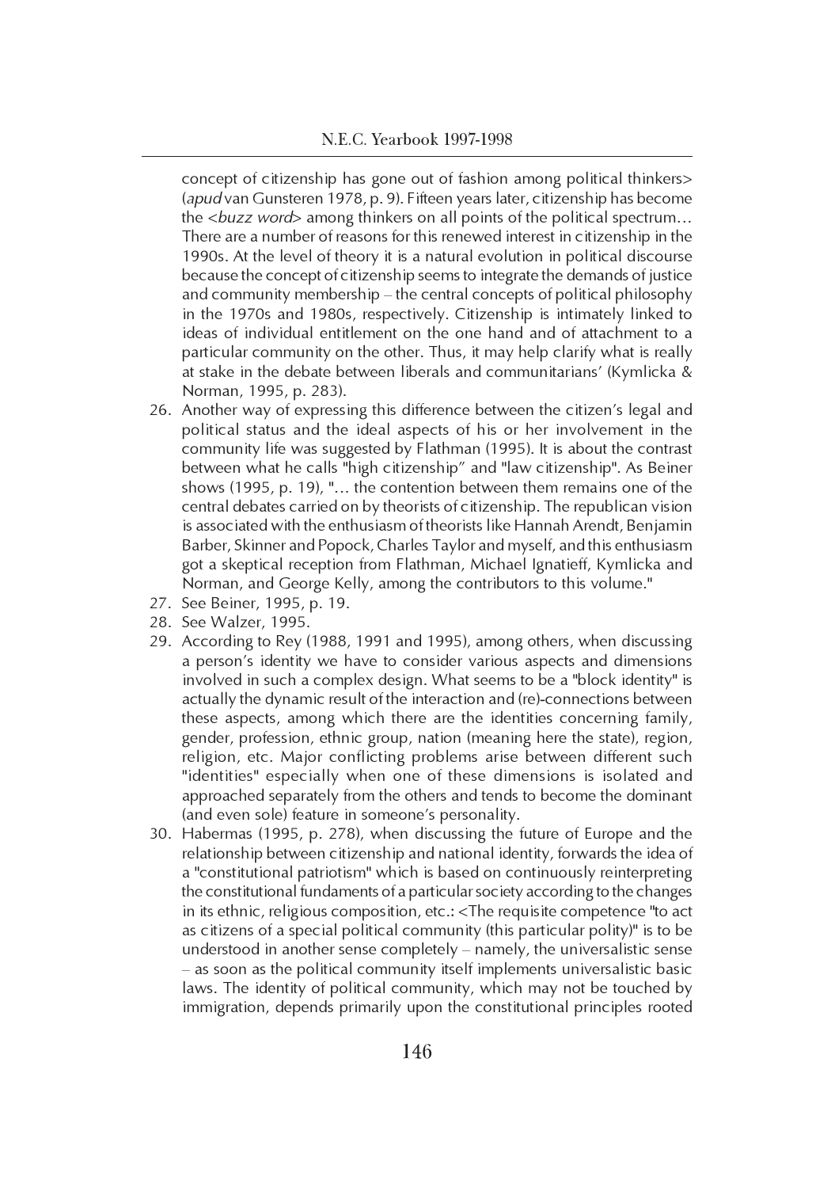concept of citizenship has gone out of fashion among political thinkers> (*apud* van Gunsteren 1978, p. 9). Fifteen years later, citizenship has become the <*buzz word*> among thinkers on all points of the political spectrum… There are a number of reasons for this renewed interest in citizenship in the 1990s. At the level of theory it is a natural evolution in political discourse because the concept of citizenship seems to integrate the demands of justice and community membership – the central concepts of political philosophy in the 1970s and 1980s, respectively. Citizenship is intimately linked to ideas of individual entitlement on the one hand and of attachment to a particular community on the other. Thus, it may help clarify what is really at stake in the debate between liberals and communitarians' (Kymlicka & Norman, 1995, p. 283).

26. Another way of expressing this difference between the citizen's legal and political status and the ideal aspects of his or her involvement in the community life was suggested by Flathman (1995). It is about the contrast between what he calls "high citizenship" and "law citizenship". As Beiner shows (1995, p. 19), "… the contention between them remains one of the central debates carried on by theorists of citizenship. The republican vision is associated with the enthusiasm of theorists like Hannah Arendt, Benjamin Barber, Skinner and Popock, Charles Taylor and myself, and this enthusiasm got a skeptical reception from Flathman, Michael Ignatieff, Kymlicka and Norman, and George Kelly, among the contributors to this volume."
27. See Beiner, 1995, p. 19.
28. See Walzer, 1995.
29. According to Rey (1988, 1991 and 1995), among others, when discussing a person's identity we have to consider various aspects and dimensions involved in such a complex design. What seems to be a "block identity" is actually the dynamic result of the interaction and (re)-connections between these aspects, among which there are the identities concerning family, gender, profession, ethnic group, nation (meaning here the state), region, religion, etc. Major conflicting problems arise between different such "identities" especially when one of these dimensions is isolated and approached separately from the others and tends to become the dominant (and even sole) feature in someone's personality.
30. Habermas (1995, p. 278), when discussing the future of Europe and the relationship between citizenship and national identity, forwards the idea of a "constitutional patriotism" which is based on continuously reinterpreting the constitutional fundaments of a particular society according to the changes in its ethnic, religious composition, etc.: <The requisite competence "to act as citizens of a special political community (this particular polity)" is to be understood in another sense completely – namely, the universalistic sense – as soon as the political community itself implements universalistic basic laws. The identity of political community, which may not be touched by immigration, depends primarily upon the constitutional principles rooted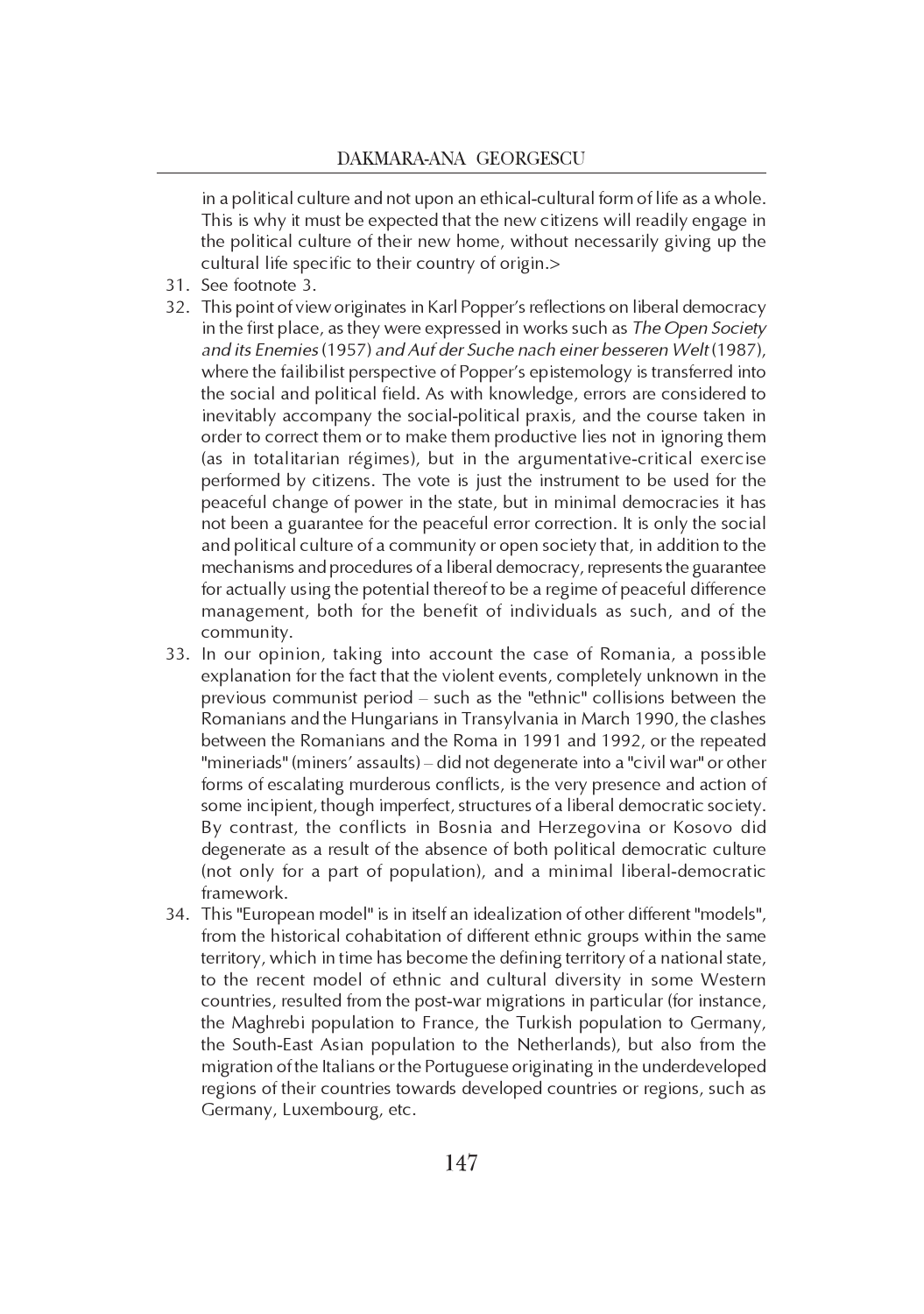in a political culture and not upon an ethical-cultural form of life as a whole. This is why it must be expected that the new citizens will readily engage in the political culture of their new home, without necessarily giving up the cultural life specific to their country of origin.>

31. See footnote 3.
32. This point of view originates in Karl Popper's reflections on liberal democracy in the first place, as they were expressed in works such as *The Open Society and its Enemies* (1957) *and Auf der Suche nach einer besseren Welt* (1987), where the failibilist perspective of Popper's epistemology is transferred into the social and political field. As with knowledge, errors are considered to inevitably accompany the social-political praxis, and the course taken in order to correct them or to make them productive lies not in ignoring them (as in totalitarian régimes), but in the argumentative-critical exercise performed by citizens. The vote is just the instrument to be used for the peaceful change of power in the state, but in minimal democracies it has not been a guarantee for the peaceful error correction. It is only the social and political culture of a community or open society that, in addition to the mechanisms and procedures of a liberal democracy, represents the guarantee for actually using the potential thereof to be a regime of peaceful difference management, both for the benefit of individuals as such, and of the community.
33. In our opinion, taking into account the case of Romania, a possible explanation for the fact that the violent events, completely unknown in the previous communist period – such as the "ethnic" collisions between the Romanians and the Hungarians in Transylvania in March 1990, the clashes between the Romanians and the Roma in 1991 and 1992, or the repeated "mineriads" (miners' assaults) – did not degenerate into a "civil war" or other forms of escalating murderous conflicts, is the very presence and action of some incipient, though imperfect, structures of a liberal democratic society. By contrast, the conflicts in Bosnia and Herzegovina or Kosovo did degenerate as a result of the absence of both political democratic culture (not only for a part of population), and a minimal liberal-democratic framework.
34. This "European model" is in itself an idealization of other different "models", from the historical cohabitation of different ethnic groups within the same territory, which in time has become the defining territory of a national state, to the recent model of ethnic and cultural diversity in some Western countries, resulted from the post-war migrations in particular (for instance, the Maghrebi population to France, the Turkish population to Germany, the South-East Asian population to the Netherlands), but also from the migration of the Italians or the Portuguese originating in the underdeveloped regions of their countries towards developed countries or regions, such as Germany, Luxembourg, etc.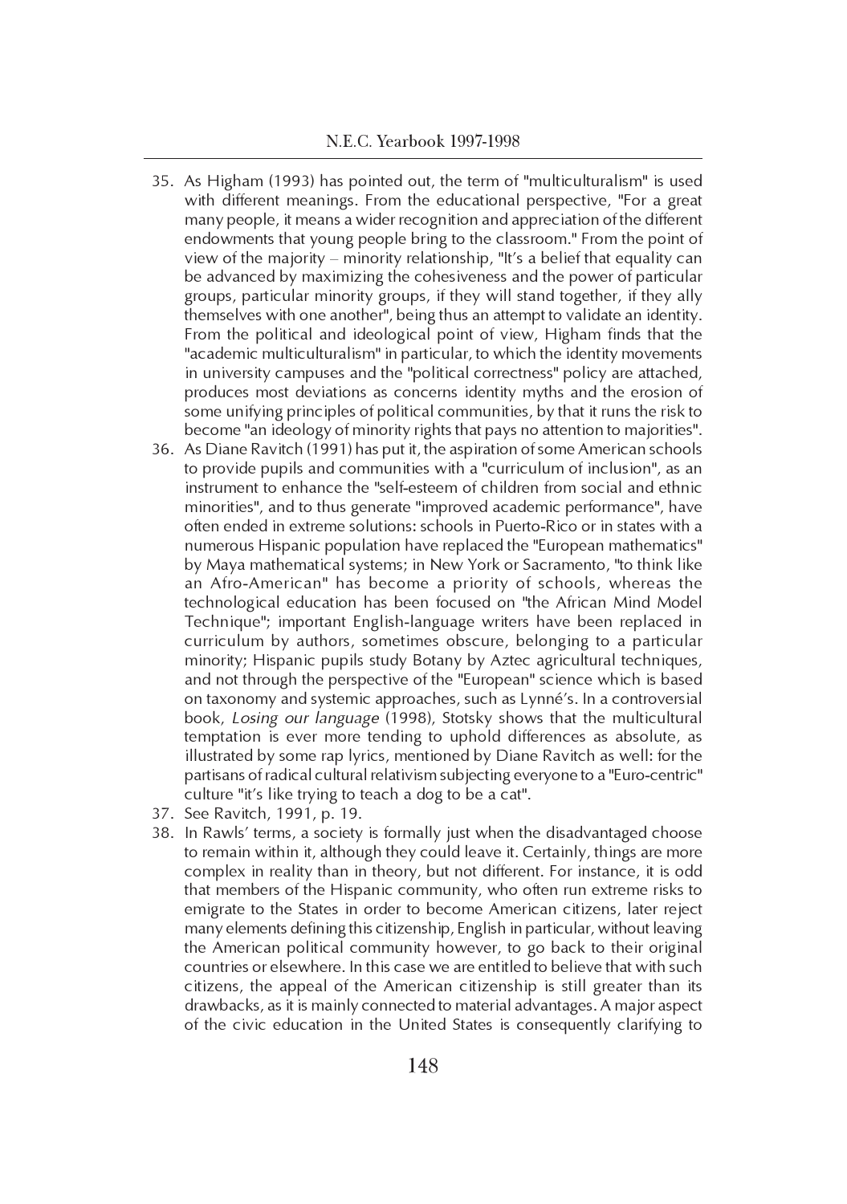35. As Higham (1993) has pointed out, the term of "multiculturalism" is used with different meanings. From the educational perspective, "For a great many people, it means a wider recognition and appreciation of the different endowments that young people bring to the classroom." From the point of view of the majority – minority relationship, "It's a belief that equality can be advanced by maximizing the cohesiveness and the power of particular groups, particular minority groups, if they will stand together, if they ally themselves with one another", being thus an attempt to validate an identity. From the political and ideological point of view, Higham finds that the "academic multiculturalism" in particular, to which the identity movements in university campuses and the "political correctness" policy are attached, produces most deviations as concerns identity myths and the erosion of some unifying principles of political communities, by that it runs the risk to become "an ideology of minority rights that pays no attention to majorities".
36. As Diane Ravitch (1991) has put it, the aspiration of some American schools to provide pupils and communities with a "curriculum of inclusion", as an instrument to enhance the "self-esteem of children from social and ethnic minorities", and to thus generate "improved academic performance", have often ended in extreme solutions: schools in Puerto-Rico or in states with a numerous Hispanic population have replaced the "European mathematics" by Maya mathematical systems; in New York or Sacramento, "to think like an Afro-American" has become a priority of schools, whereas the technological education has been focused on "the African Mind Model Technique"; important English-language writers have been replaced in curriculum by authors, sometimes obscure, belonging to a particular minority; Hispanic pupils study Botany by Aztec agricultural techniques, and not through the perspective of the "European" science which is based on taxonomy and systemic approaches, such as Lynné's. In a controversial book, *Losing our language* (1998), Stotsky shows that the multicultural temptation is ever more tending to uphold differences as absolute, as illustrated by some rap lyrics, mentioned by Diane Ravitch as well: for the partisans of radical cultural relativism subjecting everyone to a "Euro-centric" culture "it's like trying to teach a dog to be a cat".
37. See Ravitch, 1991, p. 19.
38. In Rawls' terms, a society is formally just when the disadvantaged choose to remain within it, although they could leave it. Certainly, things are more complex in reality than in theory, but not different. For instance, it is odd that members of the Hispanic community, who often run extreme risks to emigrate to the States in order to become American citizens, later reject many elements defining this citizenship, English in particular, without leaving the American political community however, to go back to their original countries or elsewhere. In this case we are entitled to believe that with such citizens, the appeal of the American citizenship is still greater than its drawbacks, as it is mainly connected to material advantages. A major aspect of the civic education in the United States is consequently clarifying to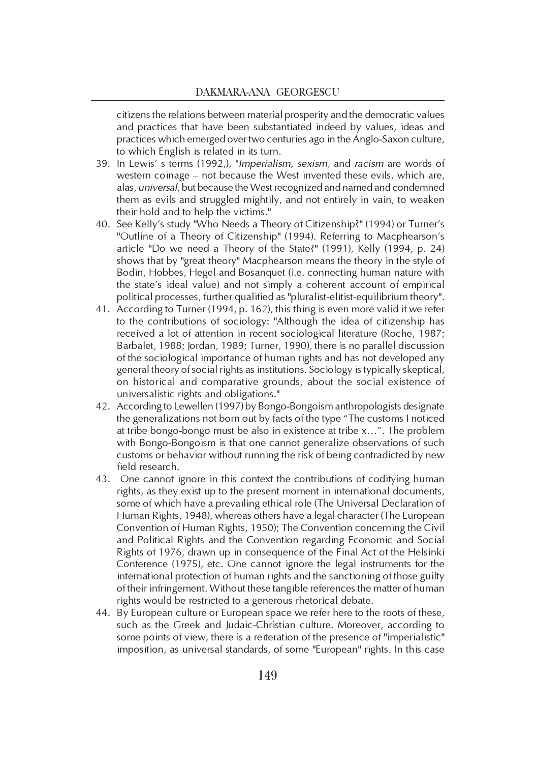citizens the relations between material prosperity and the democratic values and practices that have been substantiated indeed by values, ideas and practices which emerged over two centuries ago in the Anglo-Saxon culture, to which English is related in its turn.

39. In Lewis' s terms (1992,), "*Imperialism, sexism,* and *racism* are words of western coinage – not because the West invented these evils, which are, alas, *universal*, but because the West recognized and named and condemned them as evils and struggled mightily, and not entirely in vain, to weaken their hold and to help the victims."
40. See Kelly's study "Who Needs a Theory of Citizenship?" (1994) or Turner's "Outline of a Theory of Citizenship" (1994). Referring to Macphearson's article "Do we need a Theory of the State?" (1991), Kelly (1994, p. 24) shows that by "great theory" Macphearson means the theory in the style of Bodin, Hobbes, Hegel and Bosanquet (i.e. connecting human nature with the state's ideal value) and not simply a coherent account of empirical political processes, further qualified as "pluralist-elitist-equilibrium theory".
41. According to Turner (1994, p. 162), this thing is even more valid if we refer to the contributions of sociology: "Although the idea of citizenship has received a lot of attention in recent sociological literature (Roche, 1987; Barbalet, 1988; Jordan, 1989; Turner, 1990), there is no parallel discussion of the sociological importance of human rights and has not developed any general theory of social rights as institutions. Sociology is typically skeptical, on historical and comparative grounds, about the social existence of universalistic rights and obligations."
42. According to Lewellen (1997) by Bongo-Bongoism anthropologists designate the generalizations not born out by facts of the type "The customs I noticed at tribe bongo-bongo must be also in existence at tribe x…". The problem with Bongo-Bongoism is that one cannot generalize observations of such customs or behavior without running the risk of being contradicted by new field research.
43. One cannot ignore in this context the contributions of codifying human rights, as they exist up to the present moment in international documents, some of which have a prevailing ethical role (The Universal Declaration of Human Rights, 1948), whereas others have a legal character (The European Convention of Human Rights, 1950); The Convention concerning the Civil and Political Rights and the Convention regarding Economic and Social Rights of 1976, drawn up in consequence of the Final Act of the Helsinki Conference (1975), etc. One cannot ignore the legal instruments for the international protection of human rights and the sanctioning of those guilty of their infringement. Without these tangible references the matter of human rights would be restricted to a generous rhetorical debate.
44. By European culture or European space we refer here to the roots of these, such as the Greek and Judaic-Christian culture. Moreover, according to some points of view, there is a reiteration of the presence of "imperialistic" imposition, as universal standards, of some "European" rights. In this case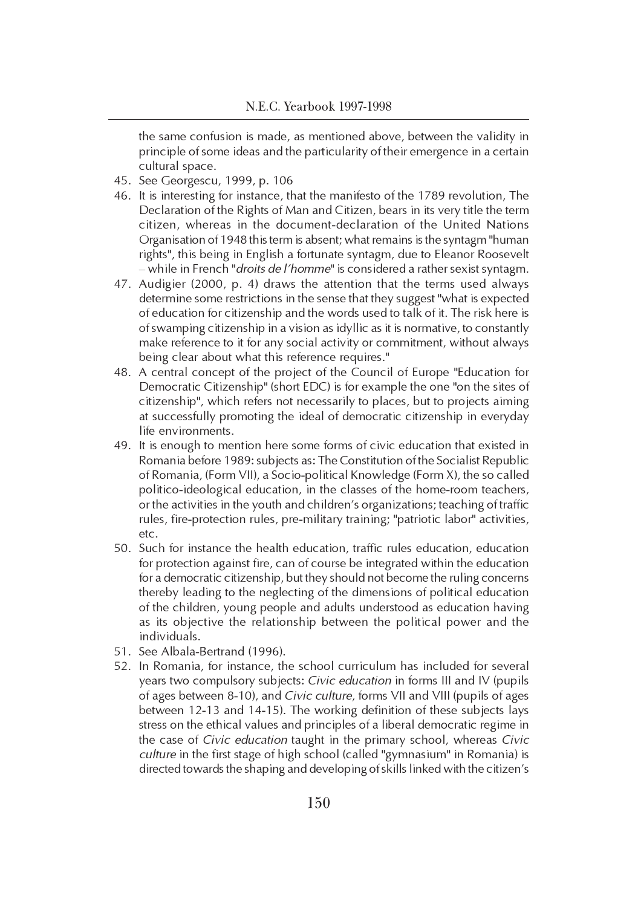the same confusion is made, as mentioned above, between the validity in principle of some ideas and the particularity of their emergence in a certain cultural space.

45. See Georgescu, 1999, p. 106
46. It is interesting for instance, that the manifesto of the 1789 revolution, The Declaration of the Rights of Man and Citizen, bears in its very title the term citizen, whereas in the document-declaration of the United Nations Organisation of 1948 this term is absent; what remains is the syntagm "human rights", this being in English a fortunate syntagm, due to Eleanor Roosevelt – while in French "*droits de l'homme*" is considered a rather sexist syntagm.
47. Audigier (2000, p. 4) draws the attention that the terms used always determine some restrictions in the sense that they suggest "what is expected of education for citizenship and the words used to talk of it. The risk here is of swamping citizenship in a vision as idyllic as it is normative, to constantly make reference to it for any social activity or commitment, without always being clear about what this reference requires."
48. A central concept of the project of the Council of Europe "Education for Democratic Citizenship" (short EDC) is for example the one "on the sites of citizenship", which refers not necessarily to places, but to projects aiming at successfully promoting the ideal of democratic citizenship in everyday life environments.
49. It is enough to mention here some forms of civic education that existed in Romania before 1989: subjects as: The Constitution of the Socialist Republic of Romania, (Form VII), a Socio-political Knowledge (Form X), the so called politico-ideological education, in the classes of the home-room teachers, or the activities in the youth and children's organizations; teaching of traffic rules, fire-protection rules, pre-military training; "patriotic labor" activities, etc.
50. Such for instance the health education, traffic rules education, education for protection against fire, can of course be integrated within the education for a democratic citizenship, but they should not become the ruling concerns thereby leading to the neglecting of the dimensions of political education of the children, young people and adults understood as education having as its objective the relationship between the political power and the individuals.
51. See Albala-Bertrand (1996).
52. In Romania, for instance, the school curriculum has included for several years two compulsory subjects: *Civic education* in forms III and IV (pupils of ages between 8-10), and *Civic culture*, forms VII and VIII (pupils of ages between 12-13 and 14-15). The working definition of these subjects lays stress on the ethical values and principles of a liberal democratic regime in the case of *Civic education* taught in the primary school, whereas *Civic culture* in the first stage of high school (called "gymnasium" in Romania) is directed towards the shaping and developing of skills linked with the citizen's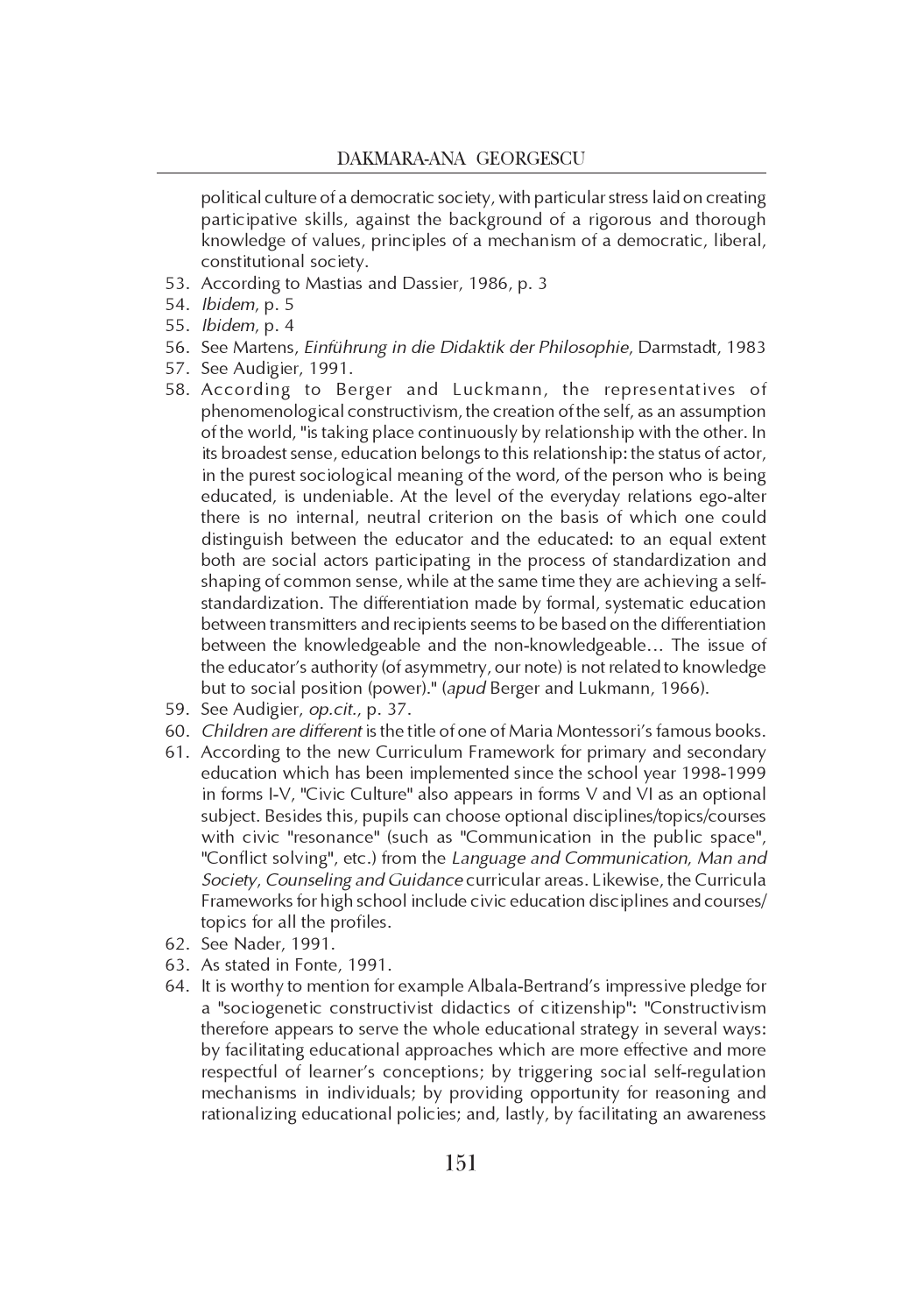political culture of a democratic society, with particular stress laid on creating participative skills, against the background of a rigorous and thorough knowledge of values, principles of a mechanism of a democratic, liberal, constitutional society.

53. According to Mastias and Dassier, 1986, p. 3
54. *Ibidem*, p. 5
55. *Ibidem*, p. 4
56. See Martens, *Einführung in die Didaktik der Philosophie*, Darmstadt, 1983
57. See Audigier, 1991.
58. According to Berger and Luckmann, the representatives of phenomenological constructivism, the creation of the self, as an assumption of the world, "is taking place continuously by relationship with the other. In its broadest sense, education belongs to this relationship: the status of actor, in the purest sociological meaning of the word, of the person who is being educated, is undeniable. At the level of the everyday relations ego-alter there is no internal, neutral criterion on the basis of which one could distinguish between the educator and the educated: to an equal extent both are social actors participating in the process of standardization and shaping of common sense, while at the same time they are achieving a self-standardization. The differentiation made by formal, systematic education between transmitters and recipients seems to be based on the differentiation between the knowledgeable and the non-knowledgeable… The issue of the educator's authority (of asymmetry, our note) is not related to knowledge but to social position (power)." (*apud* Berger and Lukmann, 1966).
59. See Audigier, *op.cit.*, p. 37.
60. *Children are different* is the title of one of Maria Montessori's famous books.
61. According to the new Curriculum Framework for primary and secondary education which has been implemented since the school year 1998-1999 in forms I-V, "Civic Culture" also appears in forms V and VI as an optional subject. Besides this, pupils can choose optional disciplines/topics/courses with civic "resonance" (such as "Communication in the public space", "Conflict solving", etc.) from the *Language and Communication, Man and Society, Counseling and Guidance* curricular areas. Likewise, the Curricula Frameworks for high school include civic education disciplines and courses/topics for all the profiles.
62. See Nader, 1991.
63. As stated in Fonte, 1991.
64. It is worthy to mention for example Albala-Bertrand's impressive pledge for a "sociogenetic constructivist didactics of citizenship": "Constructivism therefore appears to serve the whole educational strategy in several ways: by facilitating educational approaches which are more effective and more respectful of learner's conceptions; by triggering social self-regulation mechanisms in individuals; by providing opportunity for reasoning and rationalizing educational policies; and, lastly, by facilitating an awareness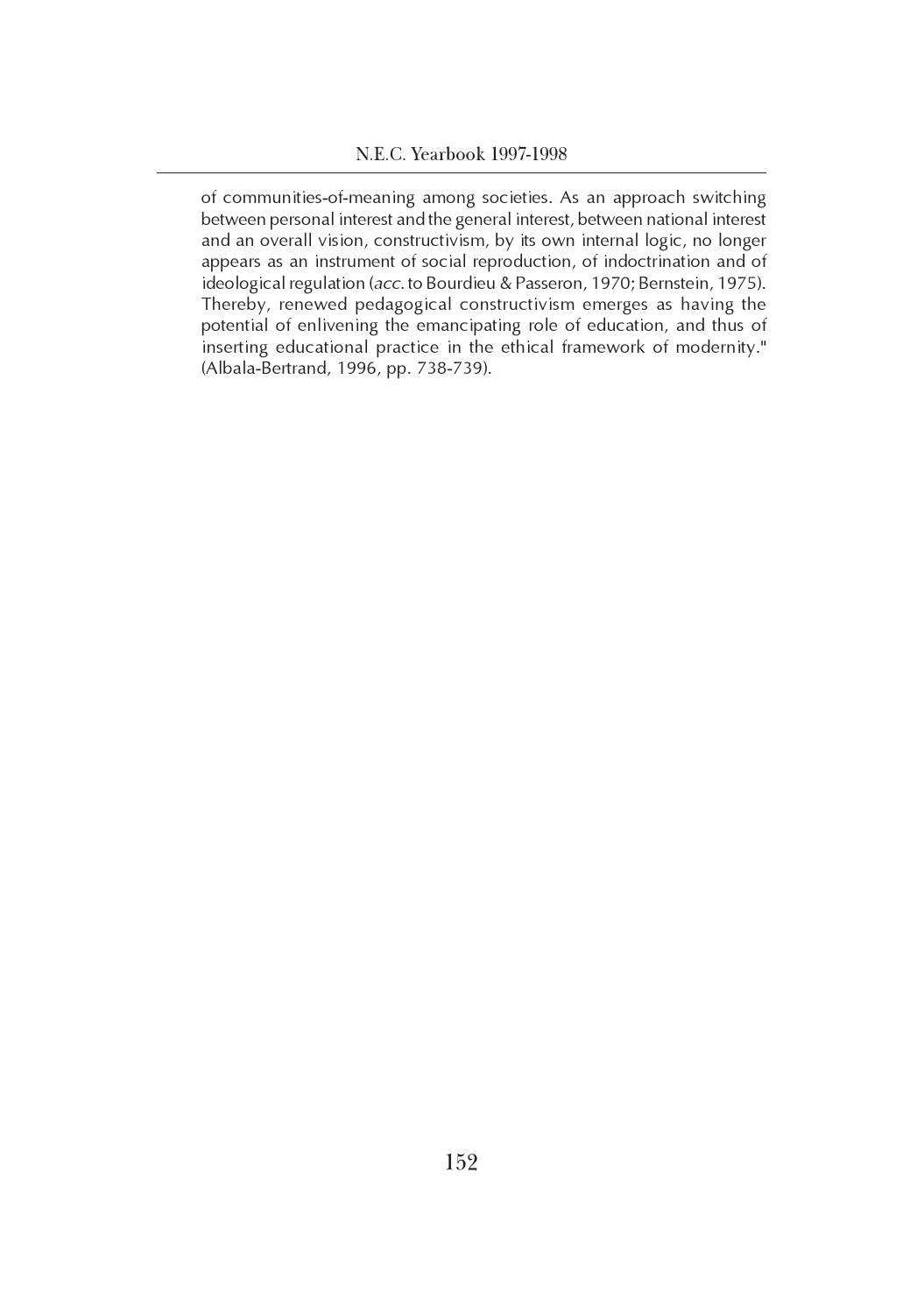of communities-of-meaning among societies. As an approach switching between personal interest and the general interest, between national interest and an overall vision, constructivism, by its own internal logic, no longer appears as an instrument of social reproduction, of indoctrination and of ideological regulation (*acc.* to Bourdieu & Passeron, 1970; Bernstein, 1975). Thereby, renewed pedagogical constructivism emerges as having the potential of enlivening the emancipating role of education, and thus of inserting educational practice in the ethical framework of modernity." (Albala-Bertrand, 1996, pp. 738-739).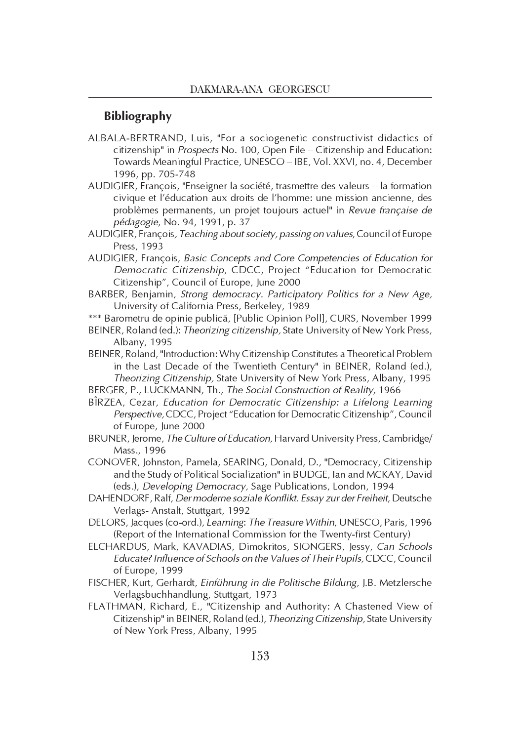## Bibliography

ALBALA-BERTRAND, Luis, "For a sociogenetic constructivist didactics of citizenship" in *Prospects* No. 100, Open File – Citizenship and Education: Towards Meaningful Practice, UNESCO – IBE, Vol. XXVI, no. 4, December 1996, pp. 705-748

AUDIGIER, François, "Enseigner la société, trasmettre des valeurs – la formation civique et l'éducation aux droits de l'homme: une mission ancienne, des problèmes permanents, un projet toujours actuel" in *Revue française de pédagogie*, No. 94, 1991, p. 37

AUDIGIER, François*, Teaching about society, passing on values,* Council of Europe Press, 1993

AUDIGIER, François, *Basic Concepts and Core Competencies of Education for Democratic Citizenship*, CDCC, Project "Education for Democratic Citizenship", Council of Europe, June 2000

BARBER, Benjamin, *Strong democracy. Participatory Politics for a New Age,* University of California Press, Berkeley, 1989

*** Barometru de opinie publică, [Public Opinion Poll], CURS, November 1999

BEINER, Roland (ed.): *Theorizing citizenship,* State University of New York Press, Albany, 1995

BEINER, Roland, "Introduction: Why Citizenship Constitutes a Theoretical Problem in the Last Decade of the Twentieth Century" in BEINER, Roland (ed.), *Theorizing Citizenship,* State University of New York Press, Albany, 1995

BERGER, P., LUCKMANN, Th., *The Social Construction of Reality*, 1966

BÎRZEA, Cezar, *Education for Democratic Citizenship: a Lifelong Learning Perspective,* CDCC, Project "Education for Democratic Citizenship", Council of Europe, June 2000

BRUNER, Jerome, *The Culture of Education,* Harvard University Press, Cambridge/ Mass., 1996

CONOVER, Johnston, Pamela, SEARING, Donald, D., "Democracy, Citizenship and the Study of Political Socialization" in BUDGE, Ian and MCKAY, David (eds.), *Developing Democracy,* Sage Publications, London, 1994

DAHENDORF, Ralf, *Der moderne soziale Konflikt. Essay zur der Freiheit*, Deutsche Verlags- Anstalt, Stuttgart, 1992

DELORS, Jacques (co-ord.), *Learning*: *The Treasure Within*, UNESCO, Paris, 1996 (Report of the International Commission for the Twenty-first Century)

ELCHARDUS, Mark, KAVADIAS, Dimokritos, SIONGERS, Jessy, *Can Schools Educate? Influence of Schools on the Values of Their Pupils,* CDCC, Council of Europe, 1999

FISCHER, Kurt, Gerhardt, *Einführung in die Politische Bildung,* J.B. Metzlersche Verlagsbuchhandlung, Stuttgart, 1973

FLATHMAN, Richard, E., "Citizenship and Authority: A Chastened View of Citizenship" in BEINER, Roland (ed.), *Theorizing Citizenship,* State University of New York Press, Albany, 1995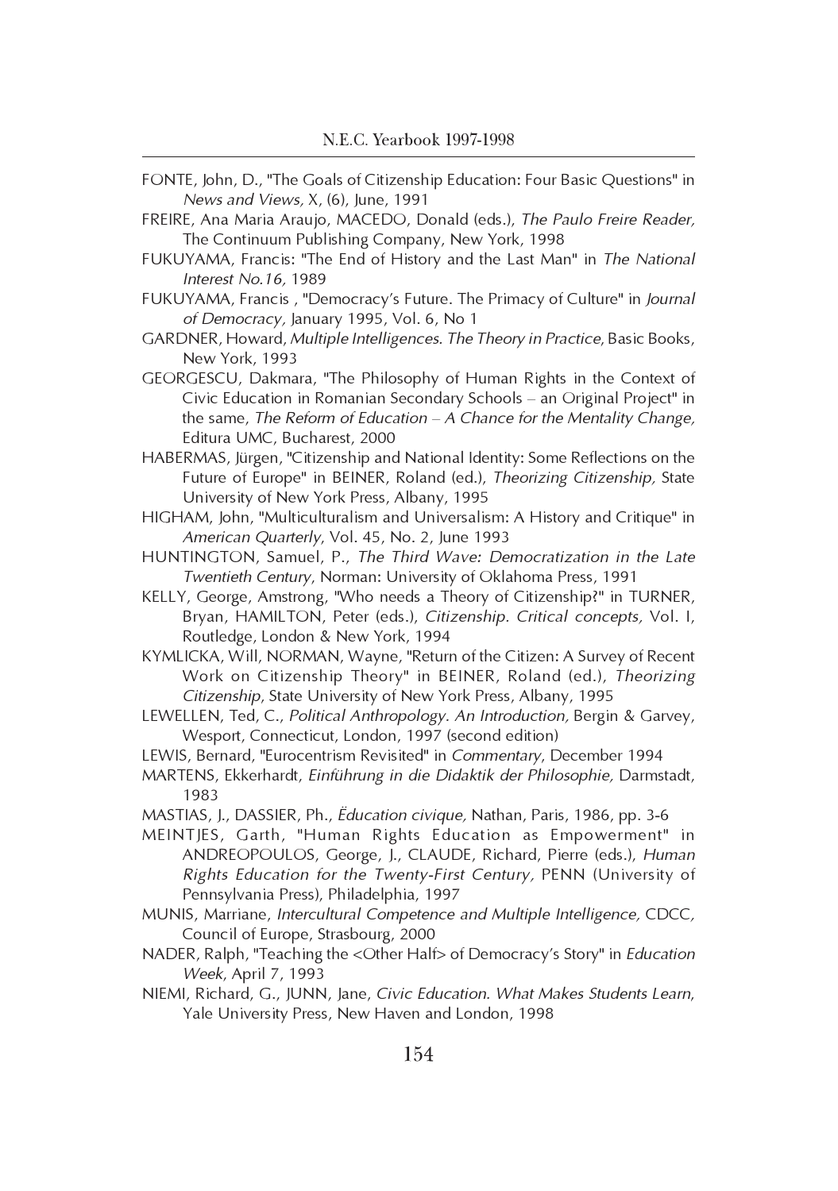FONTE, John, D., "The Goals of Citizenship Education: Four Basic Questions" in *News and Views,* X, (6), June, 1991

FREIRE, Ana Maria Araujo, MACEDO, Donald (eds.), *The Paulo Freire Reader,* The Continuum Publishing Company, New York, 1998

FUKUYAMA, Francis: "The End of History and the Last Man" in *The National Interest No.16,* 1989

FUKUYAMA, Francis , "Democracy's Future. The Primacy of Culture" in *Journal of Democracy,* January 1995, Vol. 6, No 1

GARDNER, Howard, *Multiple Intelligences. The Theory in Practice*, Basic Books, New York, 1993

GEORGESCU, Dakmara, "The Philosophy of Human Rights in the Context of Civic Education in Romanian Secondary Schools – an Original Project" in the same, *The Reform of Education – A Chance for the Mentality Change,* Editura UMC, Bucharest, 2000

HABERMAS, Jürgen, "Citizenship and National Identity: Some Reflections on the Future of Europe" in BEINER, Roland (ed.), *Theorizing Citizenship,* State University of New York Press, Albany, 1995

HIGHAM, John, "Multiculturalism and Universalism: A History and Critique" in *American Quarterly*, Vol. 45, No. 2, June 1993

HUNTINGTON, Samuel, P., *The Third Wave: Democratization in the Late Twentieth Century*, Norman: University of Oklahoma Press, 1991

KELLY, George, Amstrong, "Who needs a Theory of Citizenship?" in TURNER, Bryan, HAMILTON, Peter (eds.), *Citizenship. Critical concepts,* Vol. I, Routledge, London & New York, 1994

KYMLICKA, Will, NORMAN, Wayne, "Return of the Citizen: A Survey of Recent Work on Citizenship Theory" in BEINER, Roland (ed.), *Theorizing Citizenship*, State University of New York Press, Albany, 1995

LEWELLEN, Ted, C., *Political Anthropology. An Introduction,* Bergin & Garvey, Wesport, Connecticut, London, 1997 (second edition)

LEWIS, Bernard, "Eurocentrism Revisited" in *Commentary*, December 1994

MARTENS, Ekkerhardt, *Einführung in die Didaktik der Philosophie,* Darmstadt, 1983

MASTIAS, J., DASSIER, Ph., *Ëducation civique,* Nathan, Paris, 1986, pp. 3-6

MEINTJES, Garth, "Human Rights Education as Empowerment" in ANDREOPOULOS, George, J., CLAUDE, Richard, Pierre (eds.), *Human Rights Education for the Twenty-First Century,* PENN (University of Pennsylvania Press), Philadelphia, 1997

MUNIS, Marriane, *Intercultural Competence and Multiple Intelligence,* CDCC, Council of Europe, Strasbourg, 2000

NADER, Ralph, "Teaching the <Other Half> of Democracy's Story" in *Education Week*, April 7, 1993

NIEMI, Richard, G., JUNN, Jane, *Civic Education. What Makes Students Learn*, Yale University Press, New Haven and London, 1998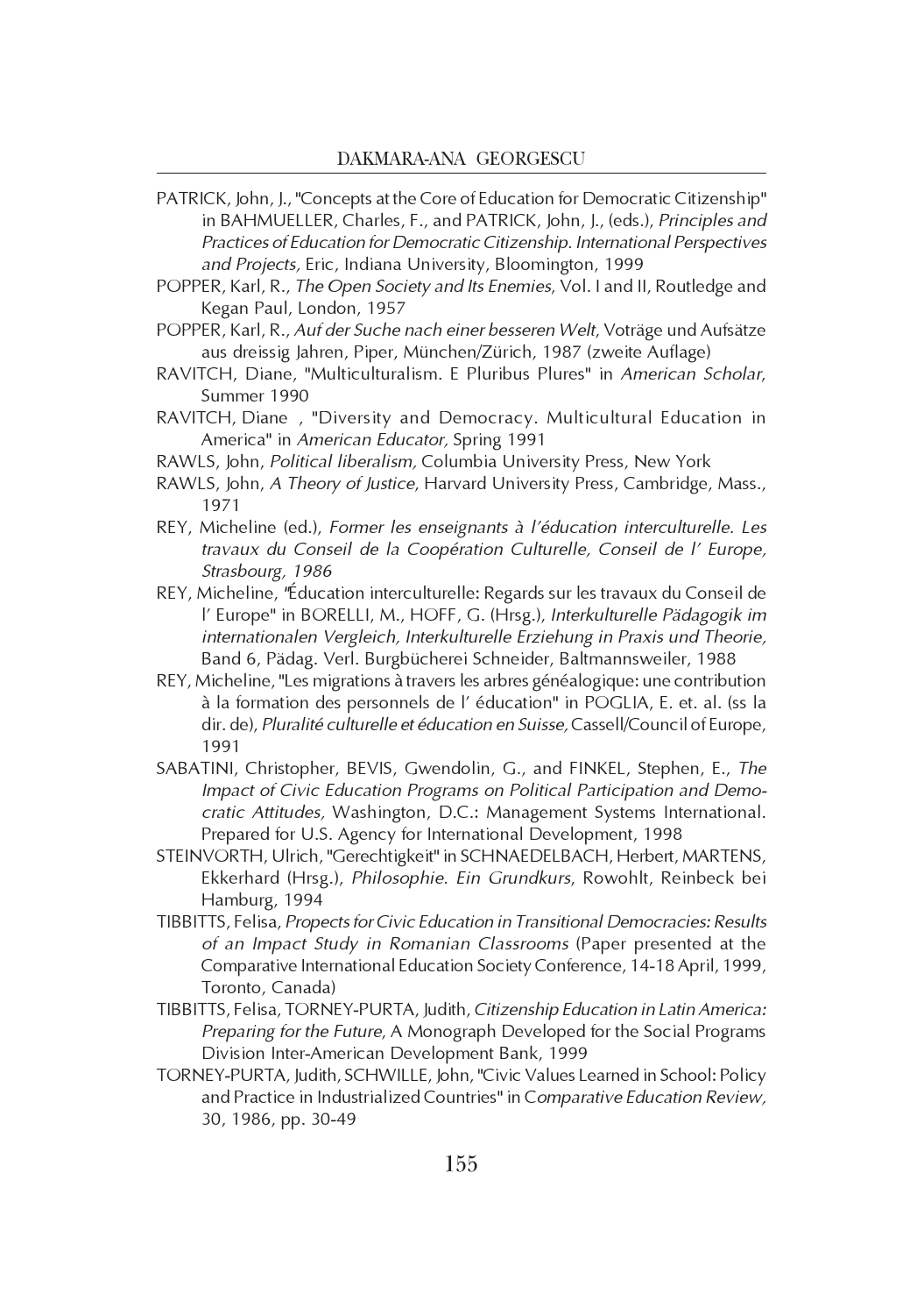PATRICK, John, J., "Concepts at the Core of Education for Democratic Citizenship" in BAHMUELLER, Charles, F., and PATRICK, John, J., (eds.), *Principles and Practices of Education for Democratic Citizenship. International Perspectives and Projects,* Eric, Indiana University, Bloomington, 1999

POPPER, Karl, R., *The Open Society and Its Enemies*, Vol. I and II, Routledge and Kegan Paul, London, 1957

POPPER, Karl, R., *Auf der Suche nach einer besseren Welt*, Voträge und Aufsätze aus dreissig Jahren, Piper, München/Zürich, 1987 (zweite Auflage)

RAVITCH, Diane, "Multiculturalism. E Pluribus Plures" in *American Scholar*, Summer 1990

RAVITCH, Diane , "Diversity and Democracy. Multicultural Education in America" in *American Educator,* Spring 1991

RAWLS, John, *Political liberalism,* Columbia University Press, New York

RAWLS, John, *A Theory of Justice*, Harvard University Press, Cambridge, Mass., 1971

REY, Micheline (ed.), *Former les enseignants à l'éducation interculturelle. Les travaux du Conseil de la Coopération Culturelle, Conseil de l' Europe, Strasbourg, 1986*

REY, Micheline, "Éducation interculturelle: Regards sur les travaux du Conseil de l' Europe" in BORELLI, M., HOFF, G. (Hrsg.), *Interkulturelle Pädagogik im internationalen Vergleich, Interkulturelle Erziehung in Praxis und Theorie,* Band 6, Pädag. Verl. Burgbücherei Schneider, Baltmannsweiler, 1988

REY, Micheline, "Les migrations à travers les arbres généalogique: une contribution à la formation des personnels de l' éducation" in POGLIA, E. et. al. (ss la dir. de), *Pluralité culturelle et éducation en Suisse,* Cassell/Council of Europe, 1991

SABATINI, Christopher, BEVIS, Gwendolin, G., and FINKEL, Stephen, E., *The Impact of Civic Education Programs on Political Participation and Democratic Attitudes,* Washington, D.C.: Management Systems International. Prepared for U.S. Agency for International Development, 1998

STEINVORTH, Ulrich, "Gerechtigkeit" in SCHNAEDELBACH, Herbert, MARTENS, Ekkerhard (Hrsg.), *Philosophie. Ein Grundkurs*, Rowohlt, Reinbeck bei Hamburg, 1994

TIBBITTS, Felisa, *Propects for Civic Education in Transitional Democracies: Results of an Impact Study in Romanian Classrooms* (Paper presented at the Comparative International Education Society Conference, 14-18 April, 1999, Toronto, Canada)

TIBBITTS, Felisa, TORNEY-PURTA, Judith, *Citizenship Education in Latin America: Preparing for the Future,* A Monograph Developed for the Social Programs Division Inter-American Development Bank, 1999

TORNEY-PURTA, Judith, SCHWILLE, John, "Civic Values Learned in School: Policy and Practice in Industrialized Countries" in *Comparative Education Review,* 30, 1986, pp. 30-49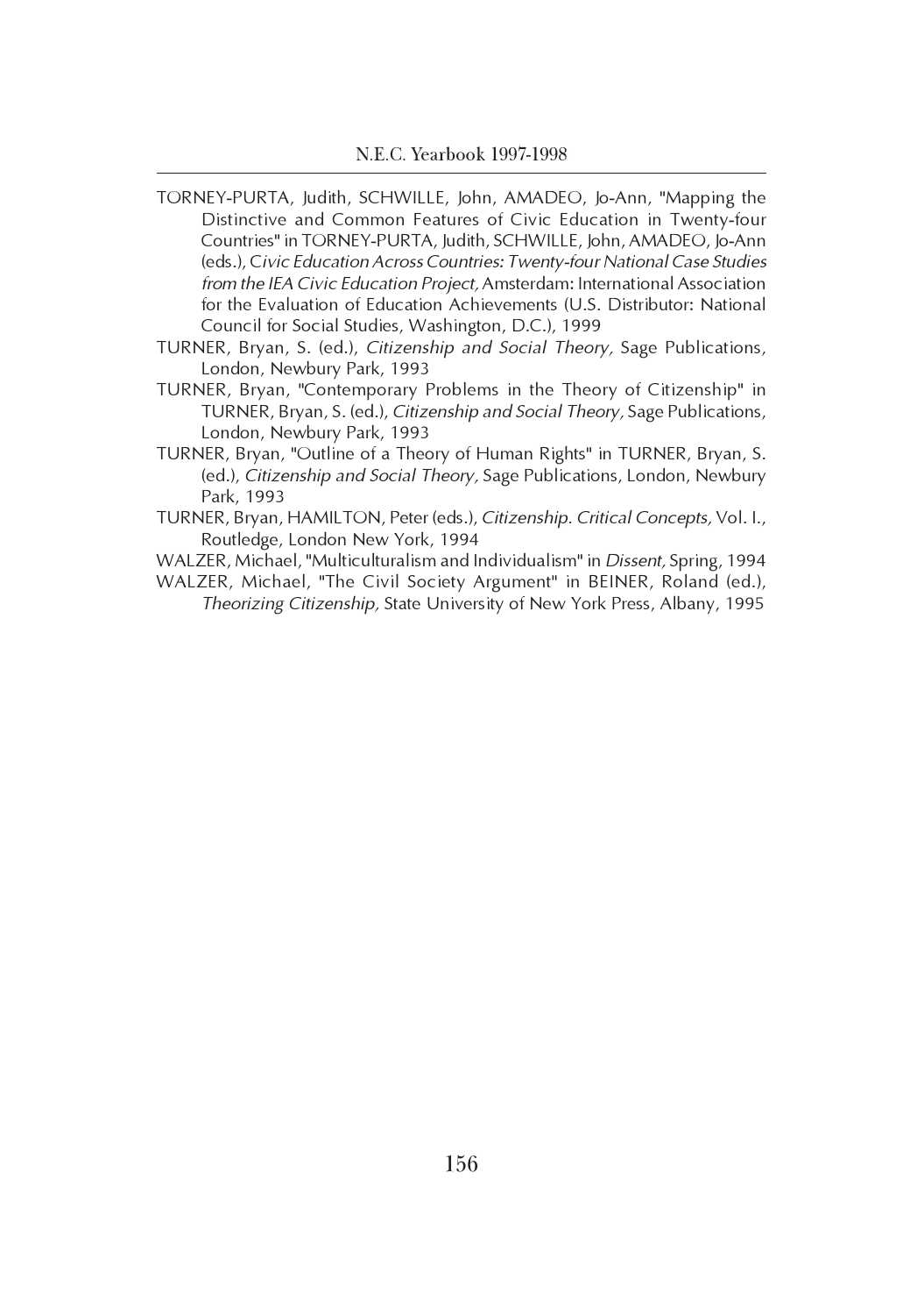TORNEY-PURTA, Judith, SCHWILLE, John, AMADEO, Jo-Ann, "Mapping the Distinctive and Common Features of Civic Education in Twenty-four Countries" in TORNEY-PURTA, Judith, SCHWILLE, John, AMADEO, Jo-Ann (eds.), *Civic Education Across Countries: Twenty-four National Case Studies from the IEA Civic Education Project,* Amsterdam: International Association for the Evaluation of Education Achievements (U.S. Distributor: National Council for Social Studies, Washington, D.C.), 1999

TURNER, Bryan, S. (ed.), *Citizenship and Social Theory,* Sage Publications, London, Newbury Park, 1993

TURNER, Bryan, "Contemporary Problems in the Theory of Citizenship" in TURNER, Bryan, S. (ed.), *Citizenship and Social Theory,* Sage Publications, London, Newbury Park, 1993

TURNER, Bryan, "Outline of a Theory of Human Rights" in TURNER, Bryan, S. (ed.), *Citizenship and Social Theory,* Sage Publications, London, Newbury Park, 1993

TURNER, Bryan, HAMILTON, Peter (eds.), *Citizenship. Critical Concepts,* Vol. I., Routledge, London New York, 1994

WALZER, Michael, "Multiculturalism and Individualism" in *Dissent,* Spring, 1994

WALZER, Michael, "The Civil Society Argument" in BEINER, Roland (ed.), *Theorizing Citizenship,* State University of New York Press, Albany, 1995